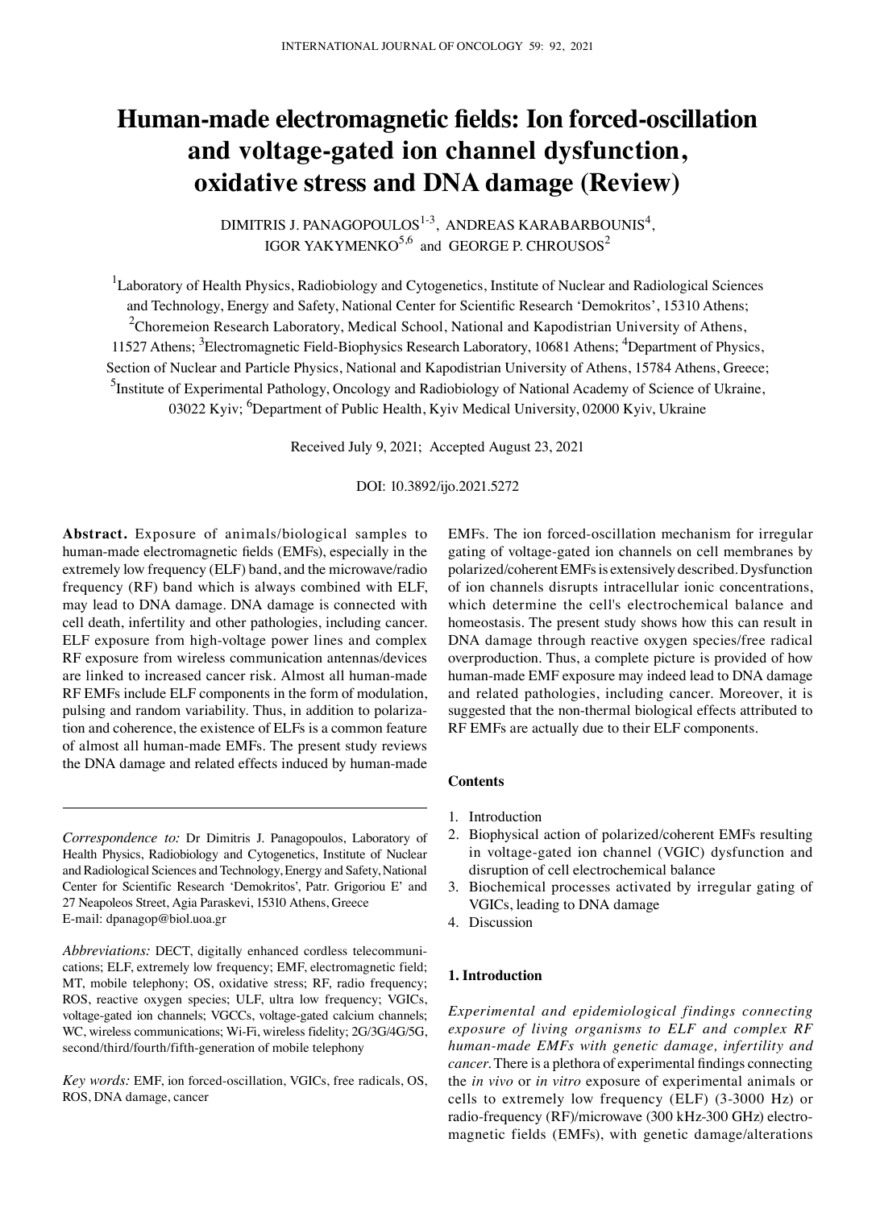# Human-made electromagnetic fields: Ion forced-oscillation and voltage-gated ion channel dysfunction, oxidative stress and DNA damage (Review)

DIMITRIS J. PANAGOPOULOS[1-3], ANDREAS KARABARBOUNIS[4], IGOR YAKYMENKO[5,6] and GEORGE P. CHROUSOS[2]

[1]Laboratory of Health Physics, Radiobiology and Cytogenetics, Institute of Nuclear and Radiological Sciences and Technology, Energy and Safety, National Center for Scientific Research 'Demokritos', 15310 Athens; [2]Choremeion Research Laboratory, Medical School, National and Kapodistrian University of Athens, 11527 Athens; [3]Electromagnetic Field-Biophysics Research Laboratory, 10681 Athens; [4]Department of Physics, Section of Nuclear and Particle Physics, National and Kapodistrian University of Athens, 15784 Athens, Greece; [5]Institute of Experimental Pathology, Oncology and Radiobiology of National Academy of Science of Ukraine, 03022 Kyiv; [6]Department of Public Health, Kyiv Medical University, 02000 Kyiv, Ukraine

Received July 9, 2021; Accepted August 23, 2021

DOI: 10.3892/ijo.2021.5272

**Abstract.** Exposure of animals/biological samples to human-made electromagnetic fields (EMFs), especially in the extremely low frequency (ELF) band, and the microwave/radio frequency (RF) band which is always combined with ELF, may lead to DNA damage. DNA damage is connected with cell death, infertility and other pathologies, including cancer. ELF exposure from high-voltage power lines and complex RF exposure from wireless communication antennas/devices are linked to increased cancer risk. Almost all human-made RF EMFs include ELF components in the form of modulation, pulsing and random variability. Thus, in addition to polarization and coherence, the existence of ELFs is a common feature of almost all human-made EMFs. The present study reviews the DNA damage and related effects induced by human-made EMFs. The ion forced-oscillation mechanism for irregular gating of voltage-gated ion channels on cell membranes by polarized/coherent EMFs is extensively described. Dysfunction of ion channels disrupts intracellular ionic concentrations, which determine the cell's electrochemical balance and homeostasis. The present study shows how this can result in DNA damage through reactive oxygen species/free radical overproduction. Thus, a complete picture is provided of how human-made EMF exposure may indeed lead to DNA damage and related pathologies, including cancer. Moreover, it is suggested that the non-thermal biological effects attributed to RF EMFs are actually due to their ELF components.

*Correspondence to:* Dr Dimitris J. Panagopoulos, Laboratory of Health Physics, Radiobiology and Cytogenetics, Institute of Nuclear and Radiological Sciences and Technology, Energy and Safety, National Center for Scientific Research 'Demokritos', Patr. Grigoriou E' and 27 Neapoleos Street, Agia Paraskevi, 15310 Athens, Greece
E-mail: dpanagop@biol.uoa.gr

*Abbreviations:* DECT, digitally enhanced cordless telecommunications; ELF, extremely low frequency; EMF, electromagnetic field; MT, mobile telephony; OS, oxidative stress; RF, radio frequency; ROS, reactive oxygen species; ULF, ultra low frequency; VGICs, voltage-gated ion channels; VGCCs, voltage-gated calcium channels; WC, wireless communications; Wi-Fi, wireless fidelity; 2G/3G/4G/5G, second/third/fourth/fifth-generation of mobile telephony

*Key words:* EMF, ion forced-oscillation, VGICs, free radicals, OS, ROS, DNA damage, cancer

**Contents**

1. Introduction
2. Biophysical action of polarized/coherent EMFs resulting in voltage-gated ion channel (VGIC) dysfunction and disruption of cell electrochemical balance
3. Biochemical processes activated by irregular gating of VGICs, leading to DNA damage
4. Discussion

## 1. Introduction

*Experimental and epidemiological findings connecting exposure of living organisms to ELF and complex RF human-made EMFs with genetic damage, infertility and cancer.* There is a plethora of experimental findings connecting the *in vivo* or *in vitro* exposure of experimental animals or cells to extremely low frequency (ELF) (3-3000 Hz) or radio-frequency (RF)/microwave (300 kHz-300 GHz) electromagnetic fields (EMFs), with genetic damage/alterations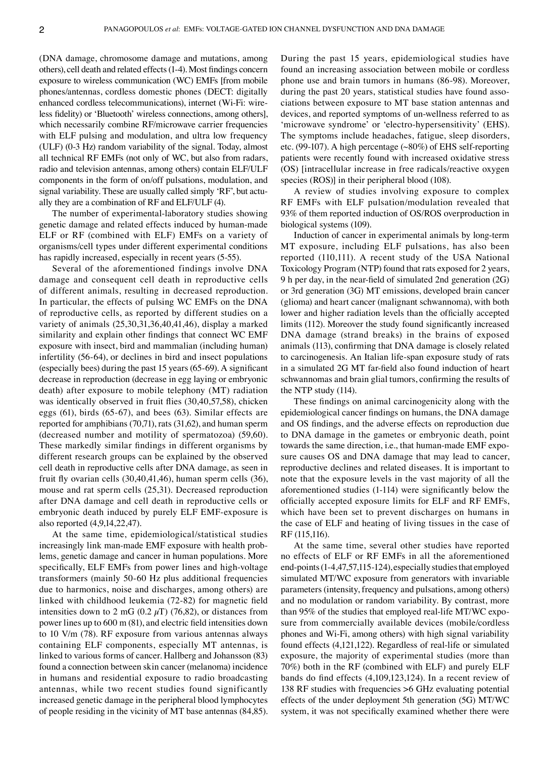(DNA damage, chromosome damage and mutations, among others), cell death and related effects (1-4). Most findings concern exposure to wireless communication (WC) EMFs [from mobile phones/antennas, cordless domestic phones (DECT: digitally enhanced cordless telecommunications), internet (Wi-Fi: wireless fidelity) or 'Bluetooth' wireless connections, among others], which necessarily combine RF/microwave carrier frequencies with ELF pulsing and modulation, and ultra low frequency (ULF) (0-3 Hz) random variability of the signal. Today, almost all technical RF EMFs (not only of WC, but also from radars, radio and television antennas, among others) contain ELF/ULF components in the form of on/off pulsations, modulation, and signal variability. These are usually called simply 'RF', but actually they are a combination of RF and ELF/ULF (4).

The number of experimental-laboratory studies showing genetic damage and related effects induced by human-made ELF or RF (combined with ELF) EMFs on a variety of organisms/cell types under different experimental conditions has rapidly increased, especially in recent years (5-55).

Several of the aforementioned findings involve DNA damage and consequent cell death in reproductive cells of different animals, resulting in decreased reproduction. In particular, the effects of pulsing WC EMFs on the DNA of reproductive cells, as reported by different studies on a variety of animals (25,30,31,36,40,41,46), display a marked similarity and explain other findings that connect WC EMF exposure with insect, bird and mammalian (including human) infertility (56-64), or declines in bird and insect populations (especially bees) during the past 15 years (65-69). A significant decrease in reproduction (decrease in egg laying or embryonic death) after exposure to mobile telephony (MT) radiation was identically observed in fruit flies (30,40,57,58), chicken eggs (61), birds (65-67), and bees (63). Similar effects are reported for amphibians (70,71), rats (31,62), and human sperm (decreased number and motility of spermatozoa) (59,60). These markedly similar findings in different organisms by different research groups can be explained by the observed cell death in reproductive cells after DNA damage, as seen in fruit fly ovarian cells (30,40,41,46), human sperm cells (36), mouse and rat sperm cells (25,31). Decreased reproduction after DNA damage and cell death in reproductive cells or embryonic death induced by purely ELF EMF-exposure is also reported (4,9,14,22,47).

At the same time, epidemiological/statistical studies increasingly link man-made EMF exposure with health problems, genetic damage and cancer in human populations. More specifically, ELF EMFs from power lines and high-voltage transformers (mainly 50-60 Hz plus additional frequencies due to harmonics, noise and discharges, among others) are linked with childhood leukemia (72-82) for magnetic field intensities down to 2 mG (0.2 $\mu$T) (76,82), or distances from power lines up to 600 m (81), and electric field intensities down to 10 V/m (78). RF exposure from various antennas always containing ELF components, especially MT antennas, is linked to various forms of cancer. Hallberg and Johansson (83) found a connection between skin cancer (melanoma) incidence in humans and residential exposure to radio broadcasting antennas, while two recent studies found significantly increased genetic damage in the peripheral blood lymphocytes of people residing in the vicinity of MT base antennas (84,85).

During the past 15 years, epidemiological studies have found an increasing association between mobile or cordless phone use and brain tumors in humans (86-98). Moreover, during the past 20 years, statistical studies have found associations between exposure to MT base station antennas and devices, and reported symptoms of un-wellness referred to as 'microwave syndrome' or 'electro-hypersensitivity' (EHS). The symptoms include headaches, fatigue, sleep disorders, etc. (99-107). A high percentage (~80%) of EHS self-reporting patients were recently found with increased oxidative stress (OS) [intracellular increase in free radicals/reactive oxygen species (ROS)] in their peripheral blood (108).

A review of studies involving exposure to complex RF EMFs with ELF pulsation/modulation revealed that 93% of them reported induction of OS/ROS overproduction in biological systems (109).

Induction of cancer in experimental animals by long-term MT exposure, including ELF pulsations, has also been reported (110,111). A recent study of the USA National Toxicology Program (NTP) found that rats exposed for 2 years, 9 h per day, in the near-field of simulated 2nd generation (2G) or 3rd generation (3G) MT emissions, developed brain cancer (glioma) and heart cancer (malignant schwannoma), with both lower and higher radiation levels than the officially accepted limits (112). Moreover the study found significantly increased DNA damage (strand breaks) in the brains of exposed animals (113), confirming that DNA damage is closely related to carcinogenesis. An Italian life-span exposure study of rats in a simulated 2G MT far-field also found induction of heart schwannomas and brain glial tumors, confirming the results of the NTP study (114).

These findings on animal carcinogenicity along with the epidemiological cancer findings on humans, the DNA damage and OS findings, and the adverse effects on reproduction due to DNA damage in the gametes or embryonic death, point towards the same direction, i.e., that human-made EMF exposure causes OS and DNA damage that may lead to cancer, reproductive declines and related diseases. It is important to note that the exposure levels in the vast majority of all the aforementioned studies (1-114) were significantly below the officially accepted exposure limits for ELF and RF EMFs, which have been set to prevent discharges on humans in the case of ELF and heating of living tissues in the case of RF (115,116).

At the same time, several other studies have reported no effects of ELF or RF EMFs in all the aforementioned end-points (1-4,47,57,115-124), especially studies that employed simulated MT/WC exposure from generators with invariable parameters (intensity, frequency and pulsations, among others) and no modulation or random variability. By contrast, more than 95% of the studies that employed real-life MT/WC exposure from commercially available devices (mobile/cordless phones and Wi-Fi, among others) with high signal variability found effects (4,121,122). Regardless of real-life or simulated exposure, the majority of experimental studies (more than 70%) both in the RF (combined with ELF) and purely ELF bands do find effects (4,109,123,124). In a recent review of 138 RF studies with frequencies >6 GHz evaluating potential effects of the under deployment 5th generation (5G) MT/WC system, it was not specifically examined whether there were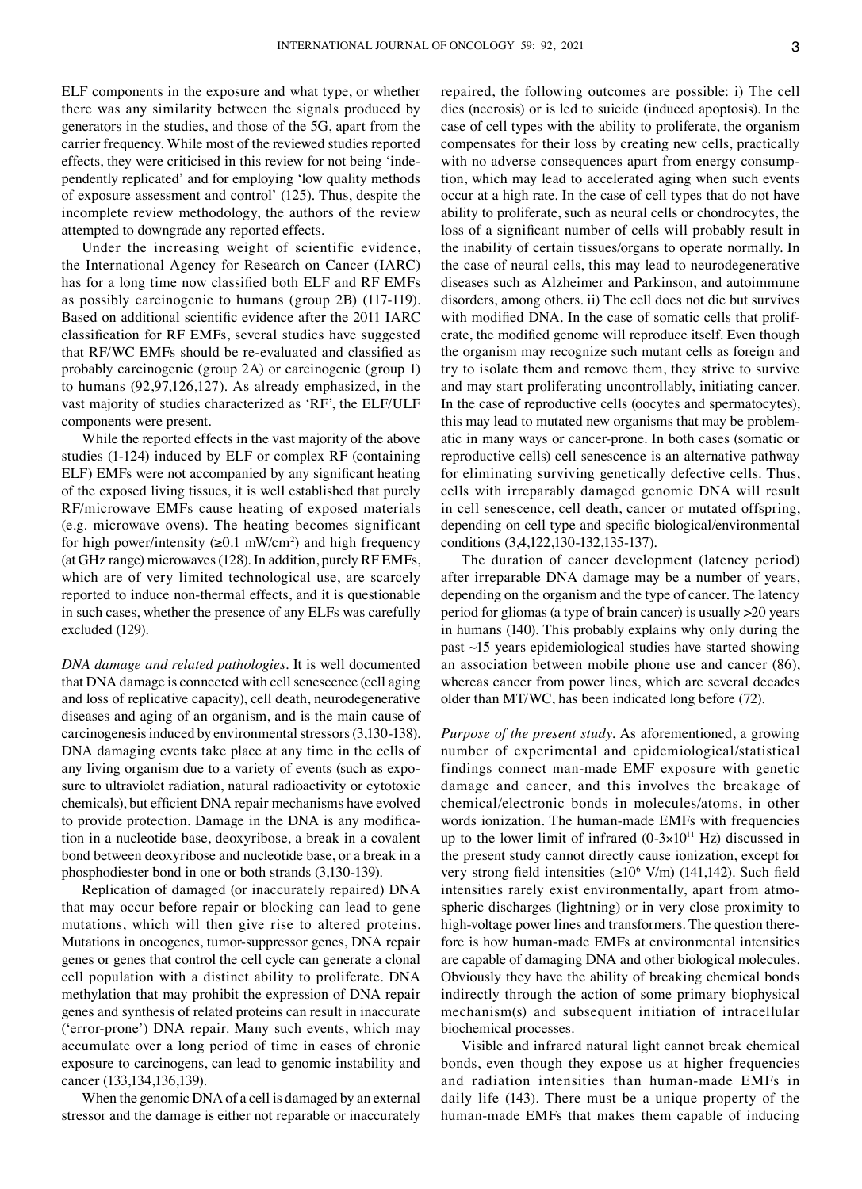ELF components in the exposure and what type, or whether there was any similarity between the signals produced by generators in the studies, and those of the 5G, apart from the carrier frequency. While most of the reviewed studies reported effects, they were criticised in this review for not being 'independently replicated' and for employing 'low quality methods of exposure assessment and control' (125). Thus, despite the incomplete review methodology, the authors of the review attempted to downgrade any reported effects.

Under the increasing weight of scientific evidence, the International Agency for Research on Cancer (IARC) has for a long time now classified both ELF and RF EMFs as possibly carcinogenic to humans (group 2B) (117-119). Based on additional scientific evidence after the 2011 IARC classification for RF EMFs, several studies have suggested that RF/WC EMFs should be re-evaluated and classified as probably carcinogenic (group 2A) or carcinogenic (group 1) to humans (92,97,126,127). As already emphasized, in the vast majority of studies characterized as 'RF', the ELF/ULF components were present.

While the reported effects in the vast majority of the above studies (1-124) induced by ELF or complex RF (containing ELF) EMFs were not accompanied by any significant heating of the exposed living tissues, it is well established that purely RF/microwave EMFs cause heating of exposed materials (e.g. microwave ovens). The heating becomes significant for high power/intensity ($\geq$0.1 mW/cm$^2$) and high frequency (at GHz range) microwaves (128). In addition, purely RF EMFs, which are of very limited technological use, are scarcely reported to induce non-thermal effects, and it is questionable in such cases, whether the presence of any ELFs was carefully excluded (129).

*DNA damage and related pathologies.* It is well documented that DNA damage is connected with cell senescence (cell aging and loss of replicative capacity), cell death, neurodegenerative diseases and aging of an organism, and is the main cause of carcinogenesis induced by environmental stressors (3,130-138). DNA damaging events take place at any time in the cells of any living organism due to a variety of events (such as exposure to ultraviolet radiation, natural radioactivity or cytotoxic chemicals), but efficient DNA repair mechanisms have evolved to provide protection. Damage in the DNA is any modification in a nucleotide base, deoxyribose, a break in a covalent bond between deoxyribose and nucleotide base, or a break in a phosphodiester bond in one or both strands (3,130-139).

Replication of damaged (or inaccurately repaired) DNA that may occur before repair or blocking can lead to gene mutations, which will then give rise to altered proteins. Mutations in oncogenes, tumor-suppressor genes, DNA repair genes or genes that control the cell cycle can generate a clonal cell population with a distinct ability to proliferate. DNA methylation that may prohibit the expression of DNA repair genes and synthesis of related proteins can result in inaccurate ('error-prone') DNA repair. Many such events, which may accumulate over a long period of time in cases of chronic exposure to carcinogens, can lead to genomic instability and cancer (133,134,136,139).

When the genomic DNA of a cell is damaged by an external stressor and the damage is either not reparable or inaccurately repaired, the following outcomes are possible: i) The cell dies (necrosis) or is led to suicide (induced apoptosis). In the case of cell types with the ability to proliferate, the organism compensates for their loss by creating new cells, practically with no adverse consequences apart from energy consumption, which may lead to accelerated aging when such events occur at a high rate. In the case of cell types that do not have ability to proliferate, such as neural cells or chondrocytes, the loss of a significant number of cells will probably result in the inability of certain tissues/organs to operate normally. In the case of neural cells, this may lead to neurodegenerative diseases such as Alzheimer and Parkinson, and autoimmune disorders, among others. ii) The cell does not die but survives with modified DNA. In the case of somatic cells that proliferate, the modified genome will reproduce itself. Even though the organism may recognize such mutant cells as foreign and try to isolate them and remove them, they strive to survive and may start proliferating uncontrollably, initiating cancer. In the case of reproductive cells (oocytes and spermatocytes), this may lead to mutated new organisms that may be problematic in many ways or cancer-prone. In both cases (somatic or reproductive cells) cell senescence is an alternative pathway for eliminating surviving genetically defective cells. Thus, cells with irreparably damaged genomic DNA will result in cell senescence, cell death, cancer or mutated offspring, depending on cell type and specific biological/environmental conditions (3,4,122,130-132,135-137).

The duration of cancer development (latency period) after irreparable DNA damage may be a number of years, depending on the organism and the type of cancer. The latency period for gliomas (a type of brain cancer) is usually >20 years in humans (140). This probably explains why only during the past ~15 years epidemiological studies have started showing an association between mobile phone use and cancer (86), whereas cancer from power lines, which are several decades older than MT/WC, has been indicated long before (72).

*Purpose of the present study.* As aforementioned, a growing number of experimental and epidemiological/statistical findings connect man-made EMF exposure with genetic damage and cancer, and this involves the breakage of chemical/electronic bonds in molecules/atoms, in other words ionization. The human-made EMFs with frequencies up to the lower limit of infrared ($0\text{-}3\times10^{11}$ Hz) discussed in the present study cannot directly cause ionization, except for very strong field intensities ($\geq10^6$ V/m) (141,142). Such field intensities rarely exist environmentally, apart from atmospheric discharges (lightning) or in very close proximity to high-voltage power lines and transformers. The question therefore is how human-made EMFs at environmental intensities are capable of damaging DNA and other biological molecules. Obviously they have the ability of breaking chemical bonds indirectly through the action of some primary biophysical mechanism(s) and subsequent initiation of intracellular biochemical processes.

Visible and infrared natural light cannot break chemical bonds, even though they expose us at higher frequencies and radiation intensities than human-made EMFs in daily life (143). There must be a unique property of the human-made EMFs that makes them capable of inducing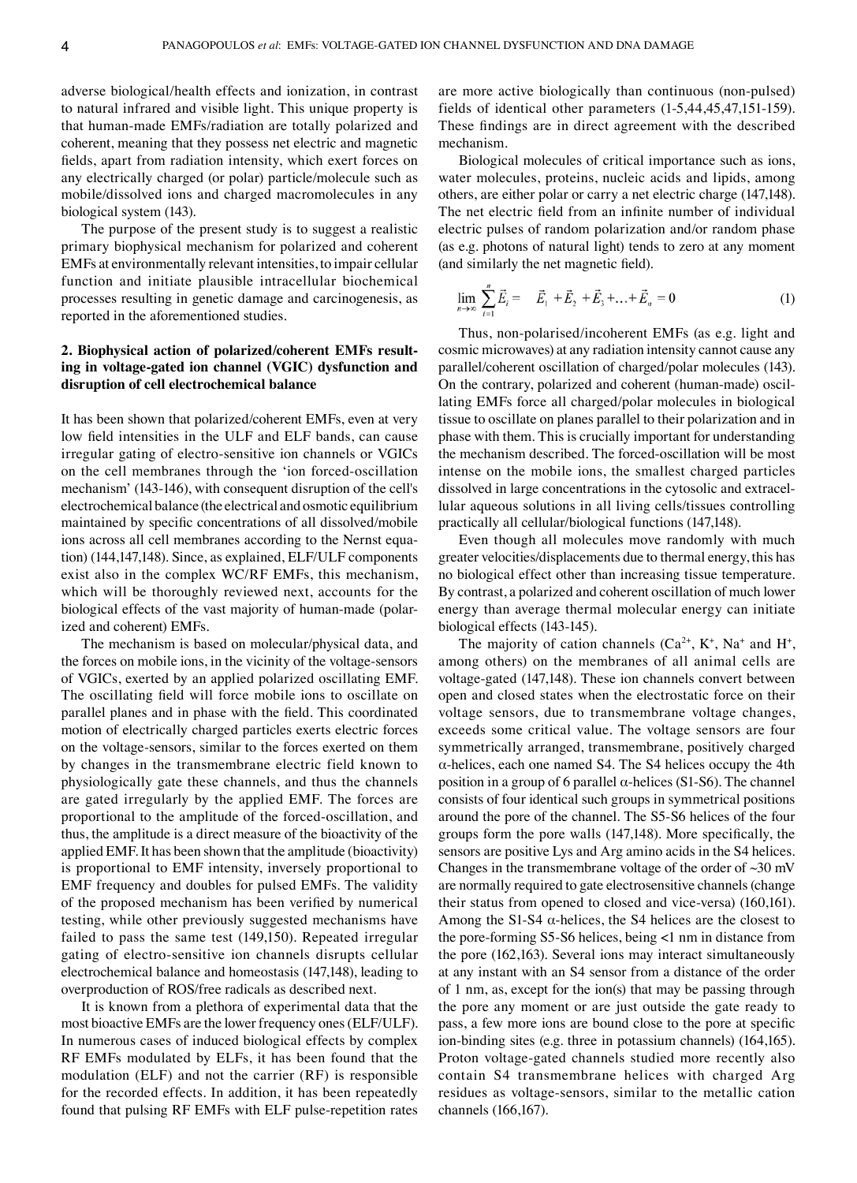adverse biological/health effects and ionization, in contrast to natural infrared and visible light. This unique property is that human-made EMFs/radiation are totally polarized and coherent, meaning that they possess net electric and magnetic fields, apart from radiation intensity, which exert forces on any electrically charged (or polar) particle/molecule such as mobile/dissolved ions and charged macromolecules in any biological system (143).

The purpose of the present study is to suggest a realistic primary biophysical mechanism for polarized and coherent EMFs at environmentally relevant intensities, to impair cellular function and initiate plausible intracellular biochemical processes resulting in genetic damage and carcinogenesis, as reported in the aforementioned studies.

## 2. Biophysical action of polarized/coherent EMFs resulting in voltage-gated ion channel (VGIC) dysfunction and disruption of cell electrochemical balance

It has been shown that polarized/coherent EMFs, even at very low field intensities in the ULF and ELF bands, can cause irregular gating of electro-sensitive ion channels or VGICs on the cell membranes through the 'ion forced-oscillation mechanism' (143-146), with consequent disruption of the cell's electrochemical balance (the electrical and osmotic equilibrium maintained by specific concentrations of all dissolved/mobile ions across all cell membranes according to the Nernst equation) (144,147,148). Since, as explained, ELF/ULF components exist also in the complex WC/RF EMFs, this mechanism, which will be thoroughly reviewed next, accounts for the biological effects of the vast majority of human-made (polarized and coherent) EMFs.

The mechanism is based on molecular/physical data, and the forces on mobile ions, in the vicinity of the voltage-sensors of VGICs, exerted by an applied polarized oscillating EMF. The oscillating field will force mobile ions to oscillate on parallel planes and in phase with the field. This coordinated motion of electrically charged particles exerts electric forces on the voltage-sensors, similar to the forces exerted on them by changes in the transmembrane electric field known to physiologically gate these channels, and thus the channels are gated irregularly by the applied EMF. The forces are proportional to the amplitude of the forced-oscillation, and thus, the amplitude is a direct measure of the bioactivity of the applied EMF. It has been shown that the amplitude (bioactivity) is proportional to EMF intensity, inversely proportional to EMF frequency and doubles for pulsed EMFs. The validity of the proposed mechanism has been verified by numerical testing, while other previously suggested mechanisms have failed to pass the same test (149,150). Repeated irregular gating of electro-sensitive ion channels disrupts cellular electrochemical balance and homeostasis (147,148), leading to overproduction of ROS/free radicals as described next.

It is known from a plethora of experimental data that the most bioactive EMFs are the lower frequency ones (ELF/ULF). In numerous cases of induced biological effects by complex RF EMFs modulated by ELFs, it has been found that the modulation (ELF) and not the carrier (RF) is responsible for the recorded effects. In addition, it has been repeatedly found that pulsing RF EMFs with ELF pulse-repetition rates are more active biologically than continuous (non-pulsed) fields of identical other parameters (1-5,44,45,47,151-159). These findings are in direct agreement with the described mechanism.

Biological molecules of critical importance such as ions, water molecules, proteins, nucleic acids and lipids, among others, are either polar or carry a net electric charge (147,148). The net electric field from an infinite number of individual electric pulses of random polarization and/or random phase (as e.g. photons of natural light) tends to zero at any moment (and similarly the net magnetic field).

$$\lim_{n \to \infty} \sum_{i=1}^{n} \vec{E}_i = \vec{E}_1 + \vec{E}_2 + \vec{E}_3 + \ldots + \vec{E}_n = 0 \quad (1)$$

Thus, non-polarised/incoherent EMFs (as e.g. light and cosmic microwaves) at any radiation intensity cannot cause any parallel/coherent oscillation of charged/polar molecules (143). On the contrary, polarized and coherent (human-made) oscillating EMFs force all charged/polar molecules in biological tissue to oscillate on planes parallel to their polarization and in phase with them. This is crucially important for understanding the mechanism described. The forced-oscillation will be most intense on the mobile ions, the smallest charged particles dissolved in large concentrations in the cytosolic and extracellular aqueous solutions in all living cells/tissues controlling practically all cellular/biological functions (147,148).

Even though all molecules move randomly with much greater velocities/displacements due to thermal energy, this has no biological effect other than increasing tissue temperature. By contrast, a polarized and coherent oscillation of much lower energy than average thermal molecular energy can initiate biological effects (143-145).

The majority of cation channels ($Ca^{2+}$, $K^+$, $Na^+$ and $H^+$, among others) on the membranes of all animal cells are voltage-gated (147,148). These ion channels convert between open and closed states when the electrostatic force on their voltage sensors, due to transmembrane voltage changes, exceeds some critical value. The voltage sensors are four symmetrically arranged, transmembrane, positively charged α-helices, each one named S4. The S4 helices occupy the 4th position in a group of 6 parallel α-helices (S1-S6). The channel consists of four identical such groups in symmetrical positions around the pore of the channel. The S5-S6 helices of the four groups form the pore walls (147,148). More specifically, the sensors are positive Lys and Arg amino acids in the S4 helices. Changes in the transmembrane voltage of the order of ~30 mV are normally required to gate electrosensitive channels (change their status from opened to closed and vice-versa) (160,161). Among the S1-S4 α-helices, the S4 helices are the closest to the pore-forming S5-S6 helices, being <1 nm in distance from the pore (162,163). Several ions may interact simultaneously at any instant with an S4 sensor from a distance of the order of 1 nm, as, except for the ion(s) that may be passing through the pore any moment or are just outside the gate ready to pass, a few more ions are bound close to the pore at specific ion-binding sites (e.g. three in potassium channels) (164,165). Proton voltage-gated channels studied more recently also contain S4 transmembrane helices with charged Arg residues as voltage-sensors, similar to the metallic cation channels (166,167).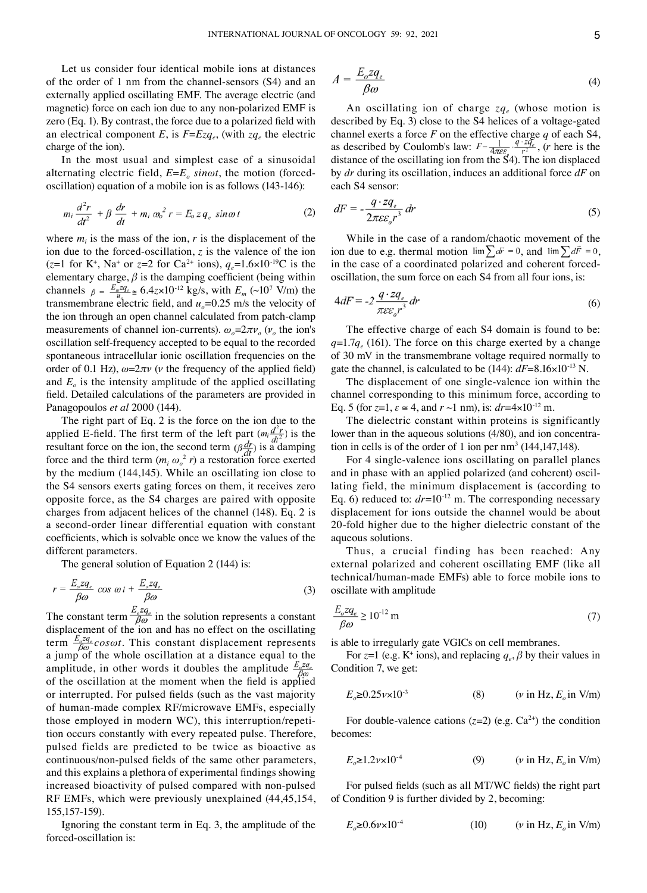Let us consider four identical mobile ions at distances of the order of 1 nm from the channel-sensors (S4) and an externally applied oscillating EMF. The average electric (and magnetic) force on each ion due to any non-polarized EMF is zero (Eq. 1). By contrast, the force due to a polarized field with an electrical component $E$, is $F=Ezq_e$, (with $zq_e$ the electric charge of the ion).

In the most usual and simplest case of a sinusoidal alternating electric field, $E=E_o\ sin\omega t$, the motion (forced-oscillation) equation of a mobile ion is as follows (143-146):

$$m_i \frac{d^2r}{dt^2} + \beta \frac{dr}{dt} + m_i\,\omega_o^{\,2}\, r = E_o\, z\, q_e\ sin\omega t \qquad (2)$$

where $m_i$ is the mass of the ion, $r$ is the displacement of the ion due to the forced-oscillation, $z$ is the valence of the ion ($z$=1 for $K^+$, $Na^+$ or $z$=2 for $Ca^{2+}$ ions), $q_e$=1.6×10$^{-19}$C is the elementary charge, $\beta$ is the damping coefficient (being within channels $\beta = \frac{E_m zq_e}{u_o} \cong 6.4z\times10^{-12}$ kg/s, with $E_m$ (~10$^7$ V/m) the transmembrane electric field, and $u_o$=0.25 m/s the velocity of the ion through an open channel calculated from patch-clamp measurements of channel ion-currents). $\omega_o=2\pi\nu_o$ ($\nu_o$ the ion's oscillation self-frequency accepted to be equal to the recorded spontaneous intracellular ionic oscillation frequencies on the order of 0.1 Hz), $\omega=2\pi\nu$ ($\nu$ the frequency of the applied field) and $E_o$ is the intensity amplitude of the applied oscillating field. Detailed calculations of the parameters are provided in Panagopoulos *et al* 2000 (144).

The right part of Eq. 2 is the force on the ion due to the applied E-field. The first term of the left part ($m_i\frac{d^2r}{dt^2}$) is the resultant force on the ion, the second term ($\beta\frac{dr}{dt}$) is a damping force and the third term ($m_i\,\omega_o^{\,2}\, r$) a restoration force exerted by the medium (144,145). While an oscillating ion close to the S4 sensors exerts gating forces on them, it receives zero opposite force, as the S4 charges are paired with opposite charges from adjacent helices of the channel (148). Eq. 2 is a second-order linear differential equation with constant coefficients, which is solvable once we know the values of the different parameters.

The general solution of Equation 2 (144) is:

$$r = \frac{E_o zq_e}{\beta\omega}\ cos\ \omega t + \frac{E_o zq_e}{\beta\omega} \qquad (3)$$

The constant term $\frac{E_o zq_e}{\beta\omega}$ in the solution represents a constant displacement of the ion and has no effect on the oscillating term $\frac{E_o zq_e}{\beta\omega}cos\omega t$. This constant displacement represents a jump of the whole oscillation at a distance equal to the amplitude, in other words it doubles the amplitude $\frac{E_o zq_e}{\beta\omega}$ of the oscillation at the moment when the field is applied or interrupted. For pulsed fields (such as the vast majority of human-made complex RF/microwave EMFs, especially those employed in modern WC), this interruption/repetition occurs constantly with every repeated pulse. Therefore, pulsed fields are predicted to be twice as bioactive as continuous/non-pulsed fields of the same other parameters, and this explains a plethora of experimental findings showing increased bioactivity of pulsed compared with non-pulsed RF EMFs, which were previously unexplained (44,45,154, 155,157-159).

Ignoring the constant term in Eq. 3, the amplitude of the forced-oscillation is:

$$A = \frac{E_o zq_e}{\beta\omega} \qquad (4)$$

An oscillating ion of charge $zq_e$ (whose motion is described by Eq. 3) close to the S4 helices of a voltage-gated channel exerts a force $F$ on the effective charge $q$ of each S4, as described by Coulomb's law: $F=\frac{1}{4\pi\varepsilon\varepsilon_o}\cdot\frac{q\cdot zq_e}{r^2}$, ($r$ here is the distance of the oscillating ion from the S4). The ion displaced by $dr$ during its oscillation, induces an additional force $dF$ on each S4 sensor:

$$dF = -\frac{q\cdot zq_e}{2\pi\varepsilon\varepsilon_o r^3}\,dr \qquad (5)$$

While in the case of a random/chaotic movement of the ion due to e.g. thermal motion $\lim\sum d\vec{r}=0$, and $\lim\sum d\vec{F}=0$, in the case of a coordinated polarized and coherent forced-oscillation, the sum force on each S4 from all four ions, is:

$$4dF = -2\,\frac{q\cdot zq_e}{\pi\varepsilon\varepsilon_o r^3}\,dr \qquad (6)$$

The effective charge of each S4 domain is found to be: $q$=1.7$q_e$ (161). The force on this charge exerted by a change of 30 mV in the transmembrane voltage required normally to gate the channel, is calculated to be (144): $dF$=8.16×10$^{-13}$ N.

The displacement of one single-valence ion within the channel corresponding to this minimum force, according to Eq. 5 (for $z$=1, $\varepsilon\cong4$, and $r$ ~1 nm), is: $dr$=4×10$^{-12}$ m.

The dielectric constant within proteins is significantly lower than in the aqueous solutions (4/80), and ion concentration in cells is of the order of 1 ion per nm$^3$ (144,147,148).

For 4 single-valence ions oscillating on parallel planes and in phase with an applied polarized (and coherent) oscillating field, the minimum displacement is (according to Eq. 6) reduced to: $dr$=10$^{-12}$ m. The corresponding necessary displacement for ions outside the channel would be about 20-fold higher due to the higher dielectric constant of the aqueous solutions.

Thus, a crucial finding has been reached: Any external polarized and coherent oscillating EMF (like all technical/human-made EMFs) able to force mobile ions to oscillate with amplitude

$$\frac{E_o zq_e}{\beta\omega} \geq 10^{-12}\ \text{m} \qquad (7)$$

is able to irregularly gate VGICs on cell membranes.

For $z$=1 (e.g. $K^+$ ions), and replacing $q_e$, $\beta$ by their values in Condition 7, we get:

$$E_o \geq 0.25\nu\times10^{-3} \qquad (8) \qquad (\nu \text{ in Hz}, E_o \text{ in V/m})$$

For double-valence cations ($z$=2) (e.g. $Ca^{2+}$) the condition becomes:

$$E_o \geq 1.2\nu\times10^{-4} \qquad (9) \qquad (\nu \text{ in Hz}, E_o \text{ in V/m})$$

For pulsed fields (such as all MT/WC fields) the right part of Condition 9 is further divided by 2, becoming:

$$E_o \geq 0.6\nu\times10^{-4} \qquad (10) \qquad (\nu \text{ in Hz}, E_o \text{ in V/m})$$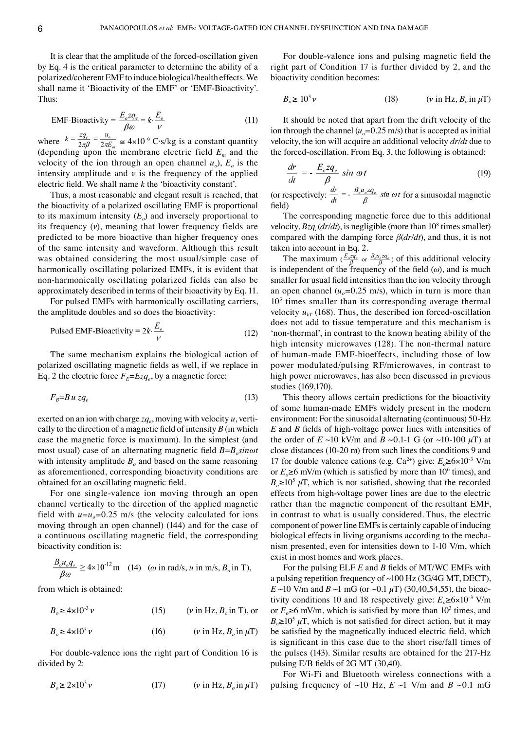It is clear that the amplitude of the forced-oscillation given by Eq. 4 is the critical parameter to determine the ability of a polarized/coherent EMF to induce biological/health effects. We shall name it 'Bioactivity of the EMF' or 'EMF-Bioactivity'. Thus:

$$\text{EMF-Bioactivity} = \frac{E_o z q_e}{\beta \omega} = k \cdot \frac{E_o}{\nu} \tag{11}$$

where $k = \frac{zq_e}{2\pi\beta} = \frac{u_o}{2\pi E_m} \cong 4\times10^{-9}$ C·s/kg is a constant quantity (depending upon the membrane electric field $E_m$ and the velocity of the ion through an open channel $u_o$), $E_o$ is the intensity amplitude and $\nu$ is the frequency of the applied electric field. We shall name $k$ the 'bioactivity constant'.

Thus, a most reasonable and elegant result is reached, that the bioactivity of a polarized oscillating EMF is proportional to its maximum intensity ($E_o$) and inversely proportional to its frequency ($\nu$), meaning that lower frequency fields are predicted to be more bioactive than higher frequency ones of the same intensity and waveform. Although this result was obtained considering the most usual/simple case of harmonically oscillating polarized EMFs, it is evident that non-harmonically oscillating polarized fields can also be approximately described in terms of their bioactivity by Eq. 11.

For pulsed EMFs with harmonically oscillating carriers, the amplitude doubles and so does the bioactivity:

$$\text{Pulsed EMF-Bioactivity} = 2k \cdot \frac{E_o}{\nu} \tag{12}$$

The same mechanism explains the biological action of polarized oscillating magnetic fields as well, if we replace in Eq. 2 the electric force $F_E = Ezq_e$, by a magnetic force:

$$F_B = B\,u\,zq_e \tag{13}$$

exerted on an ion with charge $zq_e$, moving with velocity $u$, vertically to the direction of a magnetic field of intensity $B$ (in which case the magnetic force is maximum). In the simplest (and most usual) case of an alternating magnetic field $B = B_o sin\omega t$ with intensity amplitude $B_o$ and based on the same reasoning as aforementioned, corresponding bioactivity conditions are obtained for an oscillating magnetic field.

For one single-valence ion moving through an open channel vertically to the direction of the applied magnetic field with $u = u_o = 0.25$ m/s (the velocity calculated for ions moving through an open channel) (144) and for the case of a continuous oscillating magnetic field, the corresponding bioactivity condition is:

$$\frac{B_o u_o q_e}{\beta \omega} \geq 4\times10^{-12}\,\text{m} \tag{14}$$

($\omega$ in rad/s, $u$ in m/s, $B_o$ in T),

from which is obtained:

$$B_o \geq 4\times10^{-3}\,\nu \tag{15}$$

($\nu$ in Hz, $B_o$ in T), or

$$B_o \geq 4\times10^{3}\,\nu \tag{16}$$

($\nu$ in Hz, $B_o$ in $\mu$T)

For double-valence ions the right part of Condition 16 is divided by 2:

$$B_o \geq 2\times10^{3}\,\nu \tag{17}$$

($\nu$ in Hz, $B_o$ in $\mu$T)

For double-valence ions and pulsing magnetic field the right part of Condition 17 is further divided by 2, and the bioactivity condition becomes:

$$B_o \geq 10^{3}\,\nu \tag{18}$$

($\nu$ in Hz, $B_o$ in $\mu$T)

It should be noted that apart from the drift velocity of the ion through the channel ($u_o = 0.25$ m/s) that is accepted as initial velocity, the ion will acquire an additional velocity $dr/dt$ due to the forced-oscillation. From Eq. 3, the following is obtained:

$$\frac{dr}{dt} = -\frac{E_o z q_e}{\beta} \sin \omega t \tag{19}$$

(or respectively: $\frac{dr}{dt} = -\frac{B_o u_o z q_e}{\beta} \sin \omega t$ for a sinusoidal magnetic field)

The corresponding magnetic force due to this additional velocity, $Bzq_e(dr/dt)$, is negligible (more than $10^8$ times smaller) compared with the damping force $\beta(dr/dt)$, and thus, it is not taken into account in Eq. 2.

The maximum ($\frac{E_o z q_e}{\beta}$ or $\frac{B_o u_o z q_e}{\beta}$) of this additional velocity is independent of the frequency of the field ($\omega$), and is much smaller for usual field intensities than the ion velocity through an open channel ($u_o = 0.25$ m/s), which in turn is more than $10^3$ times smaller than its corresponding average thermal velocity $u_{kT}$ (168). Thus, the described ion forced-oscillation does not add to tissue temperature and this mechanism is 'non-thermal', in contrast to the known heating ability of the high intensity microwaves (128). The non-thermal nature of human-made EMF-bioeffects, including those of low power modulated/pulsing RF/microwaves, in contrast to high power microwaves, has also been discussed in previous studies (169,170).

This theory allows certain predictions for the bioactivity of some human-made EMFs widely present in the modern environment: For the sinusoidal alternating (continuous) 50-Hz $E$ and $B$ fields of high-voltage power lines with intensities of the order of $E$ ~10 kV/m and $B$ ~0.1-1 G (or ~10-100 $\mu$T) at close distances (10-20 m) from such lines the conditions 9 and 17 for double valence cations (e.g. $Ca^{2+}$) give: $E_o \geq 6\times10^{-3}$ V/m or $E_o \geq 6$ mV/m (which is satisfied by more than $10^6$ times), and $B_o \geq 10^5$ $\mu$T, which is not satisfied, showing that the recorded effects from high-voltage power lines are due to the electric rather than the magnetic component of the resultant EMF, in contrast to what is usually considered. Thus, the electric component of power line EMFs is certainly capable of inducing biological effects in living organisms according to the mechanism presented, even for intensities down to 1-10 V/m, which exist in most homes and work places.

For the pulsing ELF $E$ and $B$ fields of MT/WC EMFs with a pulsing repetition frequency of ~100 Hz (3G/4G MT, DECT), $E$ ~10 V/m and $B$ ~1 mG (or ~0.1 $\mu$T) (30,40,54,55), the bioactivity conditions 10 and 18 respectively give: $E_o \geq 6\times10^{-3}$ V/m or $E_o \geq 6$ mV/m, which is satisfied by more than $10^3$ times, and $B_o \geq 10^5$ $\mu$T, which is not satisfied for direct action, but it may be satisfied by the magnetically induced electric field, which is significant in this case due to the short rise/fall times of the pulses (143). Similar results are obtained for the 217-Hz pulsing E/B fields of 2G MT (30,40).

For Wi-Fi and Bluetooth wireless connections with a pulsing frequency of ~10 Hz, $E$ ~1 V/m and $B$ ~0.1 mG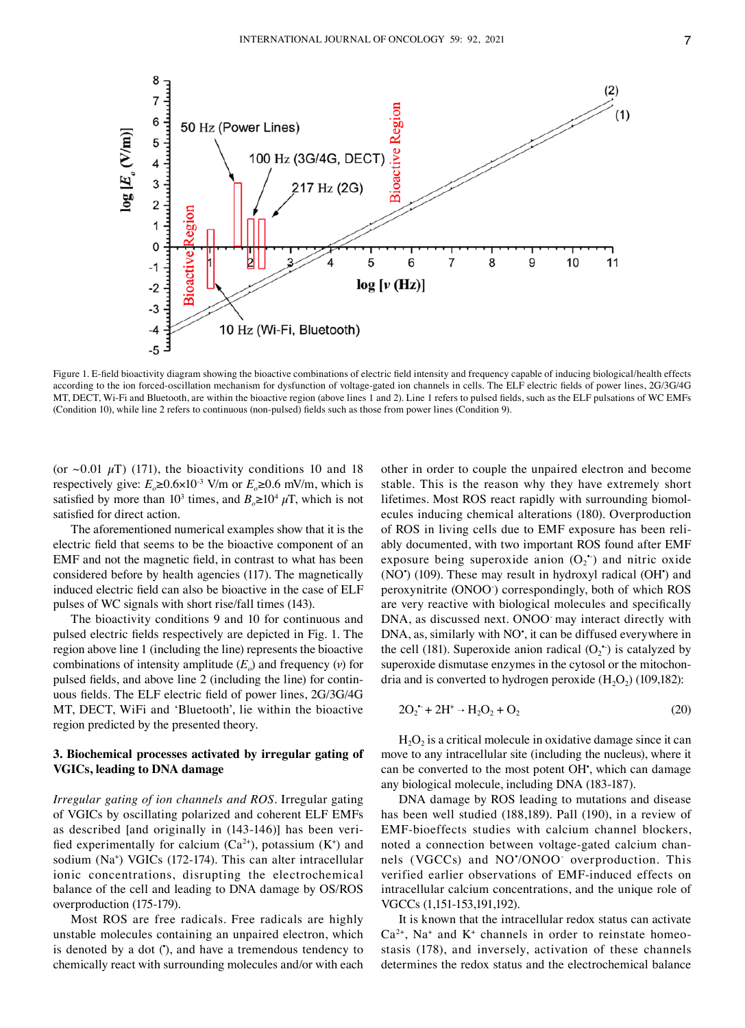Figure 1. E-field bioactivity diagram showing the bioactive combinations of electric field intensity and frequency capable of inducing biological/health effects according to the ion forced-oscillation mechanism for dysfunction of voltage-gated ion channels in cells. The ELF electric fields of power lines, 2G/3G/4G MT, DECT, Wi-Fi and Bluetooth, are within the bioactive region (above lines 1 and 2). Line 1 refers to pulsed fields, such as the ELF pulsations of WC EMFs (Condition 10), while line 2 refers to continuous (non-pulsed) fields such as those from power lines (Condition 9).

(or ~0.01 $\mu$T) (171), the bioactivity conditions 10 and 18 respectively give: $E_o \geq 0.6 \times 10^{-3}$ V/m or $E_o \geq 0.6$ mV/m, which is satisfied by more than $10^3$ times, and $B_o \geq 10^4$ $\mu$T, which is not satisfied for direct action.

The aforementioned numerical examples show that it is the electric field that seems to be the bioactive component of an EMF and not the magnetic field, in contrast to what has been considered before by health agencies (117). The magnetically induced electric field can also be bioactive in the case of ELF pulses of WC signals with short rise/fall times (143).

The bioactivity conditions 9 and 10 for continuous and pulsed electric fields respectively are depicted in Fig. 1. The region above line 1 (including the line) represents the bioactive combinations of intensity amplitude ($E_o$) and frequency ($\nu$) for pulsed fields, and above line 2 (including the line) for continuous fields. The ELF electric field of power lines, 2G/3G/4G MT, DECT, WiFi and 'Bluetooth', lie within the bioactive region predicted by the presented theory.

## 3. Biochemical processes activated by irregular gating of VGICs, leading to DNA damage

*Irregular gating of ion channels and ROS.* Irregular gating of VGICs by oscillating polarized and coherent ELF EMFs as described [and originally in (143-146)] has been verified experimentally for calcium ($Ca^{2+}$), potassium ($K^+$) and sodium ($Na^+$) VGICs (172-174). This can alter intracellular ionic concentrations, disrupting the electrochemical balance of the cell and leading to DNA damage by OS/ROS overproduction (175-179).

Most ROS are free radicals. Free radicals are highly unstable molecules containing an unpaired electron, which is denoted by a dot (•), and have a tremendous tendency to chemically react with surrounding molecules and/or with each other in order to couple the unpaired electron and become stable. This is the reason why they have extremely short lifetimes. Most ROS react rapidly with surrounding biomolecules inducing chemical alterations (180). Overproduction of ROS in living cells due to EMF exposure has been reliably documented, with two important ROS found after EMF exposure being superoxide anion ($O_2^{\bullet -}$) and nitric oxide ($NO^{\bullet}$) (109). These may result in hydroxyl radical ($OH^{\bullet}$) and peroxynitrite ($ONOO^-$) correspondingly, both of which ROS are very reactive with biological molecules and specifically DNA, as discussed next. $ONOO^-$ may interact directly with DNA, as, similarly with $NO^{\bullet}$, it can be diffused everywhere in the cell (181). Superoxide anion radical ($O_2^{\bullet -}$) is catalyzed by superoxide dismutase enzymes in the cytosol or the mitochondria and is converted to hydrogen peroxide ($H_2O_2$) (109,182):

$$2O_2^{\bullet -} + 2H^+ \rightarrow H_2O_2 + O_2 \tag{20}$$

$H_2O_2$ is a critical molecule in oxidative damage since it can move to any intracellular site (including the nucleus), where it can be converted to the most potent $OH^{\bullet}$, which can damage any biological molecule, including DNA (183-187).

DNA damage by ROS leading to mutations and disease has been well studied (188,189). Pall (190), in a review of EMF-bioeffects studies with calcium channel blockers, noted a connection between voltage-gated calcium channels (VGCCs) and $NO^{\bullet}/ONOO^-$ overproduction. This verified earlier observations of EMF-induced effects on intracellular calcium concentrations, and the unique role of VGCCs (1,151-153,191,192).

It is known that the intracellular redox status can activate $Ca^{2+}$, $Na^+$ and $K^+$ channels in order to reinstate homeostasis (178), and inversely, activation of these channels determines the redox status and the electrochemical balance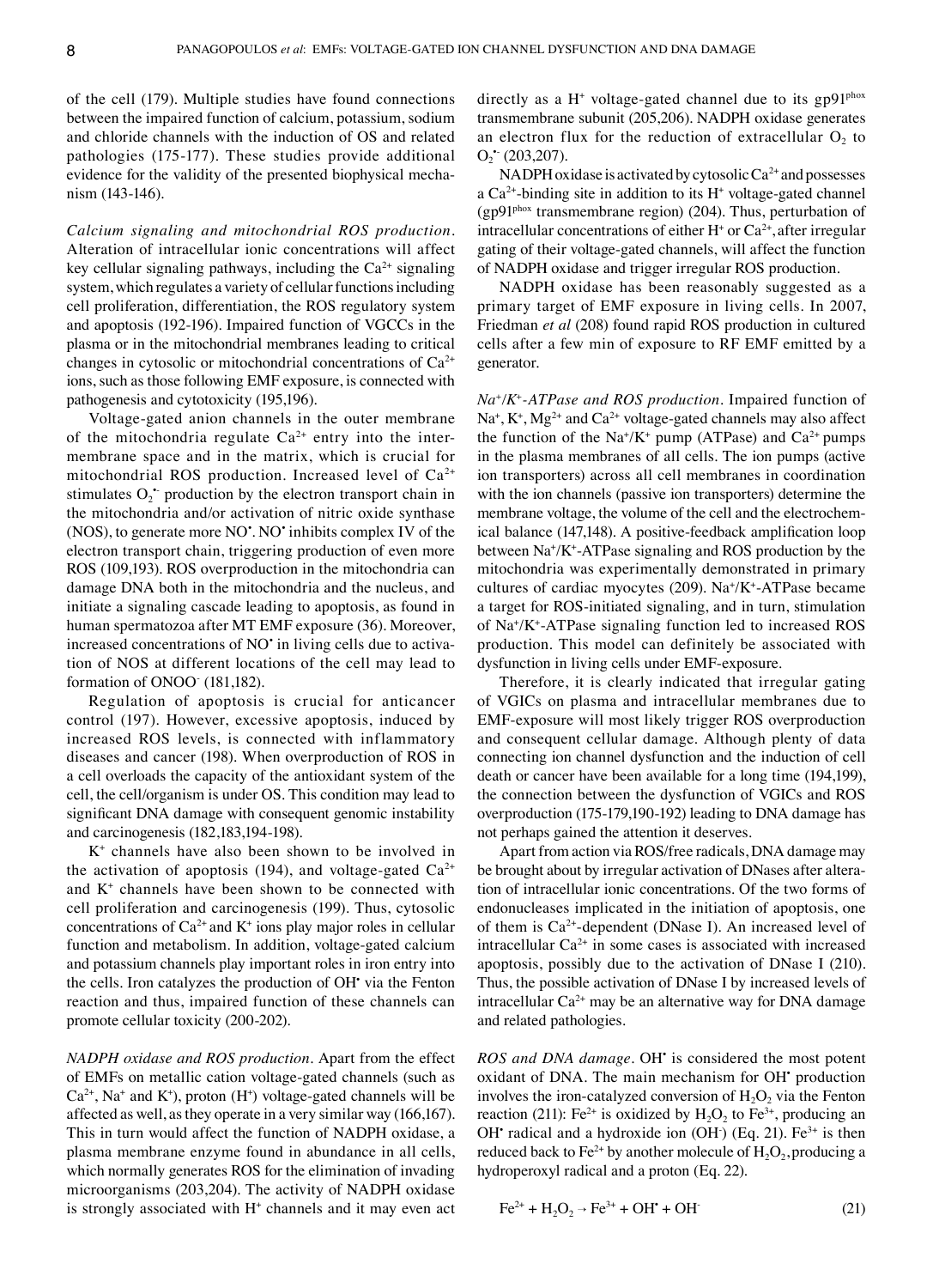of the cell (179). Multiple studies have found connections between the impaired function of calcium, potassium, sodium and chloride channels with the induction of OS and related pathologies (175-177). These studies provide additional evidence for the validity of the presented biophysical mechanism (143-146).

*Calcium signaling and mitochondrial ROS production.* Alteration of intracellular ionic concentrations will affect key cellular signaling pathways, including the $Ca^{2+}$ signaling system, which regulates a variety of cellular functions including cell proliferation, differentiation, the ROS regulatory system and apoptosis (192-196). Impaired function of VGCCs in the plasma or in the mitochondrial membranes leading to critical changes in cytosolic or mitochondrial concentrations of $Ca^{2+}$ ions, such as those following EMF exposure, is connected with pathogenesis and cytotoxicity (195,196).

Voltage-gated anion channels in the outer membrane of the mitochondria regulate $Ca^{2+}$ entry into the intermembrane space and in the matrix, which is crucial for mitochondrial ROS production. Increased level of $Ca^{2+}$ stimulates $O_2^{\bullet-}$ production by the electron transport chain in the mitochondria and/or activation of nitric oxide synthase (NOS), to generate more $NO^{\bullet}$. $NO^{\bullet}$ inhibits complex IV of the electron transport chain, triggering production of even more ROS (109,193). ROS overproduction in the mitochondria can damage DNA both in the mitochondria and the nucleus, and initiate a signaling cascade leading to apoptosis, as found in human spermatozoa after MT EMF exposure (36). Moreover, increased concentrations of $NO^{\bullet}$ in living cells due to activation of NOS at different locations of the cell may lead to formation of $ONOO^-$ (181,182).

Regulation of apoptosis is crucial for anticancer control (197). However, excessive apoptosis, induced by increased ROS levels, is connected with inflammatory diseases and cancer (198). When overproduction of ROS in a cell overloads the capacity of the antioxidant system of the cell, the cell/organism is under OS. This condition may lead to significant DNA damage with consequent genomic instability and carcinogenesis (182,183,194-198).

$K^+$ channels have also been shown to be involved in the activation of apoptosis (194), and voltage-gated $Ca^{2+}$ and $K^+$ channels have been shown to be connected with cell proliferation and carcinogenesis (199). Thus, cytosolic concentrations of $Ca^{2+}$ and $K^+$ ions play major roles in cellular function and metabolism. In addition, voltage-gated calcium and potassium channels play important roles in iron entry into the cells. Iron catalyzes the production of $OH^{\bullet}$ via the Fenton reaction and thus, impaired function of these channels can promote cellular toxicity (200-202).

*NADPH oxidase and ROS production.* Apart from the effect of EMFs on metallic cation voltage-gated channels (such as $Ca^{2+}$, $Na^+$ and $K^+$), proton ($H^+$) voltage-gated channels will be affected as well, as they operate in a very similar way (166,167). This in turn would affect the function of NADPH oxidase, a plasma membrane enzyme found in abundance in all cells, which normally generates ROS for the elimination of invading microorganisms (203,204). The activity of NADPH oxidase is strongly associated with $H^+$ channels and it may even act directly as a $H^+$ voltage-gated channel due to its gp91[phox] transmembrane subunit (205,206). NADPH oxidase generates an electron flux for the reduction of extracellular $O_2$ to $O_2^{\bullet-}$ (203,207).

NADPH oxidase is activated by cytosolic $Ca^{2+}$ and possesses a $Ca^{2+}$-binding site in addition to its $H^+$ voltage-gated channel (gp91[phox] transmembrane region) (204). Thus, perturbation of intracellular concentrations of either $H^+$ or $Ca^{2+}$, after irregular gating of their voltage-gated channels, will affect the function of NADPH oxidase and trigger irregular ROS production.

NADPH oxidase has been reasonably suggested as a primary target of EMF exposure in living cells. In 2007, Friedman *et al* (208) found rapid ROS production in cultured cells after a few min of exposure to RF EMF emitted by a generator.

*$Na^+$/$K^+$-ATPase and ROS production.* Impaired function of $Na^+$, $K^+$, $Mg^{2+}$ and $Ca^{2+}$ voltage-gated channels may also affect the function of the $Na^+$/$K^+$ pump (ATPase) and $Ca^{2+}$ pumps in the plasma membranes of all cells. The ion pumps (active ion transporters) across all cell membranes in coordination with the ion channels (passive ion transporters) determine the membrane voltage, the volume of the cell and the electrochemical balance (147,148). A positive-feedback amplification loop between $Na^+$/$K^+$-ATPase signaling and ROS production by the mitochondria was experimentally demonstrated in primary cultures of cardiac myocytes (209). $Na^+$/$K^+$-ATPase became a target for ROS-initiated signaling, and in turn, stimulation of $Na^+$/$K^+$-ATPase signaling function led to increased ROS production. This model can definitely be associated with dysfunction in living cells under EMF-exposure.

Therefore, it is clearly indicated that irregular gating of VGICs on plasma and intracellular membranes due to EMF-exposure will most likely trigger ROS overproduction and consequent cellular damage. Although plenty of data connecting ion channel dysfunction and the induction of cell death or cancer have been available for a long time (194,199), the connection between the dysfunction of VGICs and ROS overproduction (175-179,190-192) leading to DNA damage has not perhaps gained the attention it deserves.

Apart from action via ROS/free radicals, DNA damage may be brought about by irregular activation of DNases after alteration of intracellular ionic concentrations. Of the two forms of endonucleases implicated in the initiation of apoptosis, one of them is $Ca^{2+}$-dependent (DNase I). An increased level of intracellular $Ca^{2+}$ in some cases is associated with increased apoptosis, possibly due to the activation of DNase I (210). Thus, the possible activation of DNase I by increased levels of intracellular $Ca^{2+}$ may be an alternative way for DNA damage and related pathologies.

*ROS and DNA damage.* $OH^{\bullet}$ is considered the most potent oxidant of DNA. The main mechanism for $OH^{\bullet}$ production involves the iron-catalyzed conversion of $H_2O_2$ via the Fenton reaction (211): $Fe^{2+}$ is oxidized by $H_2O_2$ to $Fe^{3+}$, producing an $OH^{\bullet}$ radical and a hydroxide ion ($OH^-$) (Eq. 21). $Fe^{3+}$ is then reduced back to $Fe^{2+}$ by another molecule of $H_2O_2$, producing a hydroperoxyl radical and a proton (Eq. 22).

$$Fe^{2+} + H_2O_2 \rightarrow Fe^{3+} + OH^{\bullet} + OH^- \qquad (21)$$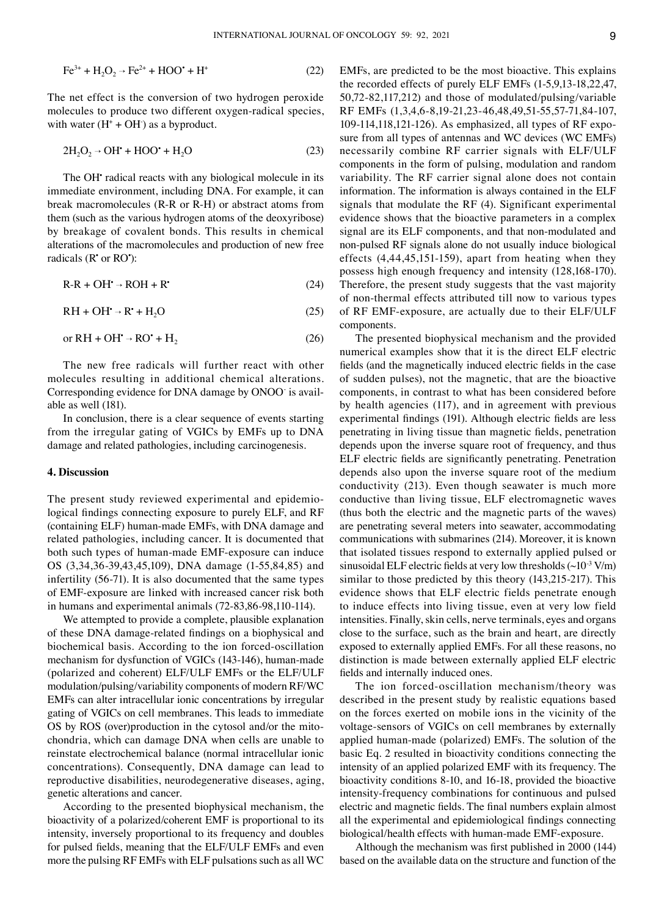$$Fe^{3+} + H_2O_2 \rightarrow Fe^{2+} + HOO^{\bullet} + H^+ \tag{22}$$

The net effect is the conversion of two hydrogen peroxide molecules to produce two different oxygen-radical species, with water ($H^+ + OH^-$) as a byproduct.

$$2H_2O_2 \rightarrow OH^{\bullet} + HOO^{\bullet} + H_2O \tag{23}$$

The $OH^{\bullet}$ radical reacts with any biological molecule in its immediate environment, including DNA. For example, it can break macromolecules (R-R or R-H) or abstract atoms from them (such as the various hydrogen atoms of the deoxyribose) by breakage of covalent bonds. This results in chemical alterations of the macromolecules and production of new free radicals ($R^{\bullet}$ or $RO^{\bullet}$):

$$R\text{-}R + OH^{\bullet} \rightarrow ROH + R^{\bullet} \tag{24}$$

$$RH + OH^{\bullet} \rightarrow R^{\bullet} + H_2O \tag{25}$$

$$\text{or } RH + OH^{\bullet} \rightarrow RO^{\bullet} + H_2 \tag{26}$$

The new free radicals will further react with other molecules resulting in additional chemical alterations. Corresponding evidence for DNA damage by $ONOO^-$ is available as well (181).

In conclusion, there is a clear sequence of events starting from the irregular gating of VGICs by EMFs up to DNA damage and related pathologies, including carcinogenesis.

## 4. Discussion

The present study reviewed experimental and epidemiological findings connecting exposure to purely ELF, and RF (containing ELF) human-made EMFs, with DNA damage and related pathologies, including cancer. It is documented that both such types of human-made EMF-exposure can induce OS (3,34,36-39,43,45,109), DNA damage (1-55,84,85) and infertility (56-71). It is also documented that the same types of EMF-exposure are linked with increased cancer risk both in humans and experimental animals (72-83,86-98,110-114).

We attempted to provide a complete, plausible explanation of these DNA damage-related findings on a biophysical and biochemical basis. According to the ion forced-oscillation mechanism for dysfunction of VGICs (143-146), human-made (polarized and coherent) ELF/ULF EMFs or the ELF/ULF modulation/pulsing/variability components of modern RF/WC EMFs can alter intracellular ionic concentrations by irregular gating of VGICs on cell membranes. This leads to immediate OS by ROS (over)production in the cytosol and/or the mitochondria, which can damage DNA when cells are unable to reinstate electrochemical balance (normal intracellular ionic concentrations). Consequently, DNA damage can lead to reproductive disabilities, neurodegenerative diseases, aging, genetic alterations and cancer.

According to the presented biophysical mechanism, the bioactivity of a polarized/coherent EMF is proportional to its intensity, inversely proportional to its frequency and doubles for pulsed fields, meaning that the ELF/ULF EMFs and even more the pulsing RF EMFs with ELF pulsations such as all WC EMFs, are predicted to be the most bioactive. This explains the recorded effects of purely ELF EMFs (1-5,9,13-18,22,47, 50,72-82,117,212) and those of modulated/pulsing/variable RF EMFs (1,3,4,6-8,19-21,23-46,48,49,51-55,57-71,84-107, 109-114,118,121-126). As emphasized, all types of RF exposure from all types of antennas and WC devices (WC EMFs) necessarily combine RF carrier signals with ELF/ULF components in the form of pulsing, modulation and random variability. The RF carrier signal alone does not contain information. The information is always contained in the ELF signals that modulate the RF (4). Significant experimental evidence shows that the bioactive parameters in a complex signal are its ELF components, and that non-modulated and non-pulsed RF signals alone do not usually induce biological effects (4,44,45,151-159), apart from heating when they possess high enough frequency and intensity (128,168-170). Therefore, the present study suggests that the vast majority of non-thermal effects attributed till now to various types of RF EMF-exposure, are actually due to their ELF/ULF components.

The presented biophysical mechanism and the provided numerical examples show that it is the direct ELF electric fields (and the magnetically induced electric fields in the case of sudden pulses), not the magnetic, that are the bioactive components, in contrast to what has been considered before by health agencies (117), and in agreement with previous experimental findings (191). Although electric fields are less penetrating in living tissue than magnetic fields, penetration depends upon the inverse square root of frequency, and thus ELF electric fields are significantly penetrating. Penetration depends also upon the inverse square root of the medium conductivity (213). Even though seawater is much more conductive than living tissue, ELF electromagnetic waves (thus both the electric and the magnetic parts of the waves) are penetrating several meters into seawater, accommodating communications with submarines (214). Moreover, it is known that isolated tissues respond to externally applied pulsed or sinusoidal ELF electric fields at very low thresholds ($\sim 10^{-3}$ V/m) similar to those predicted by this theory (143,215-217). This evidence shows that ELF electric fields penetrate enough to induce effects into living tissue, even at very low field intensities. Finally, skin cells, nerve terminals, eyes and organs close to the surface, such as the brain and heart, are directly exposed to externally applied EMFs. For all these reasons, no distinction is made between externally applied ELF electric fields and internally induced ones.

The ion forced-oscillation mechanism/theory was described in the present study by realistic equations based on the forces exerted on mobile ions in the vicinity of the voltage-sensors of VGICs on cell membranes by externally applied human-made (polarized) EMFs. The solution of the basic Eq. 2 resulted in bioactivity conditions connecting the intensity of an applied polarized EMF with its frequency. The bioactivity conditions 8-10, and 16-18, provided the bioactive intensity-frequency combinations for continuous and pulsed electric and magnetic fields. The final numbers explain almost all the experimental and epidemiological findings connecting biological/health effects with human-made EMF-exposure.

Although the mechanism was first published in 2000 (144) based on the available data on the structure and function of the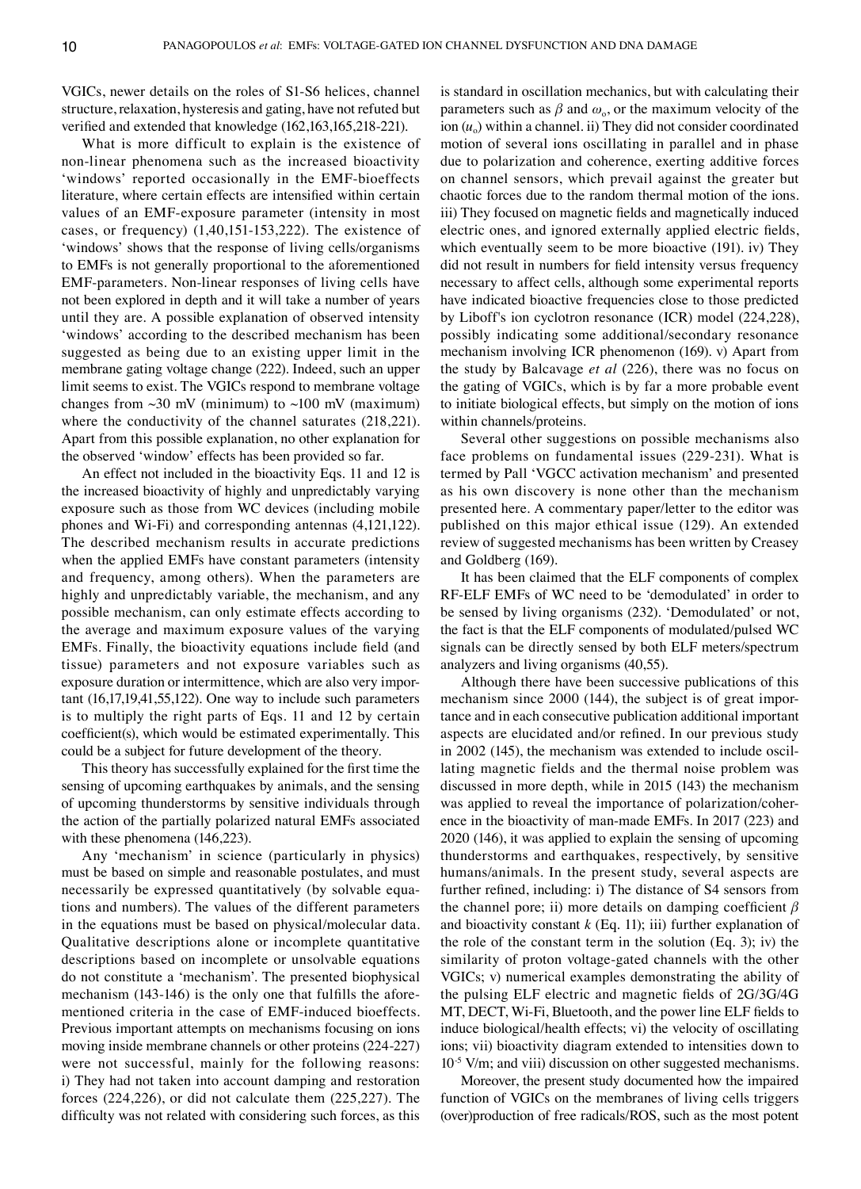VGICs, newer details on the roles of S1-S6 helices, channel structure, relaxation, hysteresis and gating, have not refuted but verified and extended that knowledge (162,163,165,218-221).

What is more difficult to explain is the existence of non-linear phenomena such as the increased bioactivity 'windows' reported occasionally in the EMF-bioeffects literature, where certain effects are intensified within certain values of an EMF-exposure parameter (intensity in most cases, or frequency) (1,40,151-153,222). The existence of 'windows' shows that the response of living cells/organisms to EMFs is not generally proportional to the aforementioned EMF-parameters. Non-linear responses of living cells have not been explored in depth and it will take a number of years until they are. A possible explanation of observed intensity 'windows' according to the described mechanism has been suggested as being due to an existing upper limit in the membrane gating voltage change (222). Indeed, such an upper limit seems to exist. The VGICs respond to membrane voltage changes from ~30 mV (minimum) to ~100 mV (maximum) where the conductivity of the channel saturates (218,221). Apart from this possible explanation, no other explanation for the observed 'window' effects has been provided so far.

An effect not included in the bioactivity Eqs. 11 and 12 is the increased bioactivity of highly and unpredictably varying exposure such as those from WC devices (including mobile phones and Wi-Fi) and corresponding antennas (4,121,122). The described mechanism results in accurate predictions when the applied EMFs have constant parameters (intensity and frequency, among others). When the parameters are highly and unpredictably variable, the mechanism, and any possible mechanism, can only estimate effects according to the average and maximum exposure values of the varying EMFs. Finally, the bioactivity equations include field (and tissue) parameters and not exposure variables such as exposure duration or intermittence, which are also very important (16,17,19,41,55,122). One way to include such parameters is to multiply the right parts of Eqs. 11 and 12 by certain coefficient(s), which would be estimated experimentally. This could be a subject for future development of the theory.

This theory has successfully explained for the first time the sensing of upcoming earthquakes by animals, and the sensing of upcoming thunderstorms by sensitive individuals through the action of the partially polarized natural EMFs associated with these phenomena (146,223).

Any 'mechanism' in science (particularly in physics) must be based on simple and reasonable postulates, and must necessarily be expressed quantitatively (by solvable equations and numbers). The values of the different parameters in the equations must be based on physical/molecular data. Qualitative descriptions alone or incomplete quantitative descriptions based on incomplete or unsolvable equations do not constitute a 'mechanism'. The presented biophysical mechanism (143-146) is the only one that fulfills the aforementioned criteria in the case of EMF-induced bioeffects. Previous important attempts on mechanisms focusing on ions moving inside membrane channels or other proteins (224-227) were not successful, mainly for the following reasons: i) They had not taken into account damping and restoration forces (224,226), or did not calculate them (225,227). The difficulty was not related with considering such forces, as this is standard in oscillation mechanics, but with calculating their parameters such as $\beta$ and $\omega_o$, or the maximum velocity of the ion ($u_o$) within a channel. ii) They did not consider coordinated motion of several ions oscillating in parallel and in phase due to polarization and coherence, exerting additive forces on channel sensors, which prevail against the greater but chaotic forces due to the random thermal motion of the ions. iii) They focused on magnetic fields and magnetically induced electric ones, and ignored externally applied electric fields, which eventually seem to be more bioactive (191). iv) They did not result in numbers for field intensity versus frequency necessary to affect cells, although some experimental reports have indicated bioactive frequencies close to those predicted by Liboff's ion cyclotron resonance (ICR) model (224,228), possibly indicating some additional/secondary resonance mechanism involving ICR phenomenon (169). v) Apart from the study by Balcavage *et al* (226), there was no focus on the gating of VGICs, which is by far a more probable event to initiate biological effects, but simply on the motion of ions within channels/proteins.

Several other suggestions on possible mechanisms also face problems on fundamental issues (229-231). What is termed by Pall 'VGCC activation mechanism' and presented as his own discovery is none other than the mechanism presented here. A commentary paper/letter to the editor was published on this major ethical issue (129). An extended review of suggested mechanisms has been written by Creasey and Goldberg (169).

It has been claimed that the ELF components of complex RF-ELF EMFs of WC need to be 'demodulated' in order to be sensed by living organisms (232). 'Demodulated' or not, the fact is that the ELF components of modulated/pulsed WC signals can be directly sensed by both ELF meters/spectrum analyzers and living organisms (40,55).

Although there have been successive publications of this mechanism since 2000 (144), the subject is of great importance and in each consecutive publication additional important aspects are elucidated and/or refined. In our previous study in 2002 (145), the mechanism was extended to include oscillating magnetic fields and the thermal noise problem was discussed in more depth, while in 2015 (143) the mechanism was applied to reveal the importance of polarization/coherence in the bioactivity of man-made EMFs. In 2017 (223) and 2020 (146), it was applied to explain the sensing of upcoming thunderstorms and earthquakes, respectively, by sensitive humans/animals. In the present study, several aspects are further refined, including: i) The distance of S4 sensors from the channel pore; ii) more details on damping coefficient $\beta$ and bioactivity constant $k$ (Eq. 11); iii) further explanation of the role of the constant term in the solution (Eq. 3); iv) the similarity of proton voltage-gated channels with the other VGICs; v) numerical examples demonstrating the ability of the pulsing ELF electric and magnetic fields of 2G/3G/4G MT, DECT, Wi-Fi, Bluetooth, and the power line ELF fields to induce biological/health effects; vi) the velocity of oscillating ions; vii) bioactivity diagram extended to intensities down to $10^{-5}$ V/m; and viii) discussion on other suggested mechanisms.

Moreover, the present study documented how the impaired function of VGICs on the membranes of living cells triggers (over)production of free radicals/ROS, such as the most potent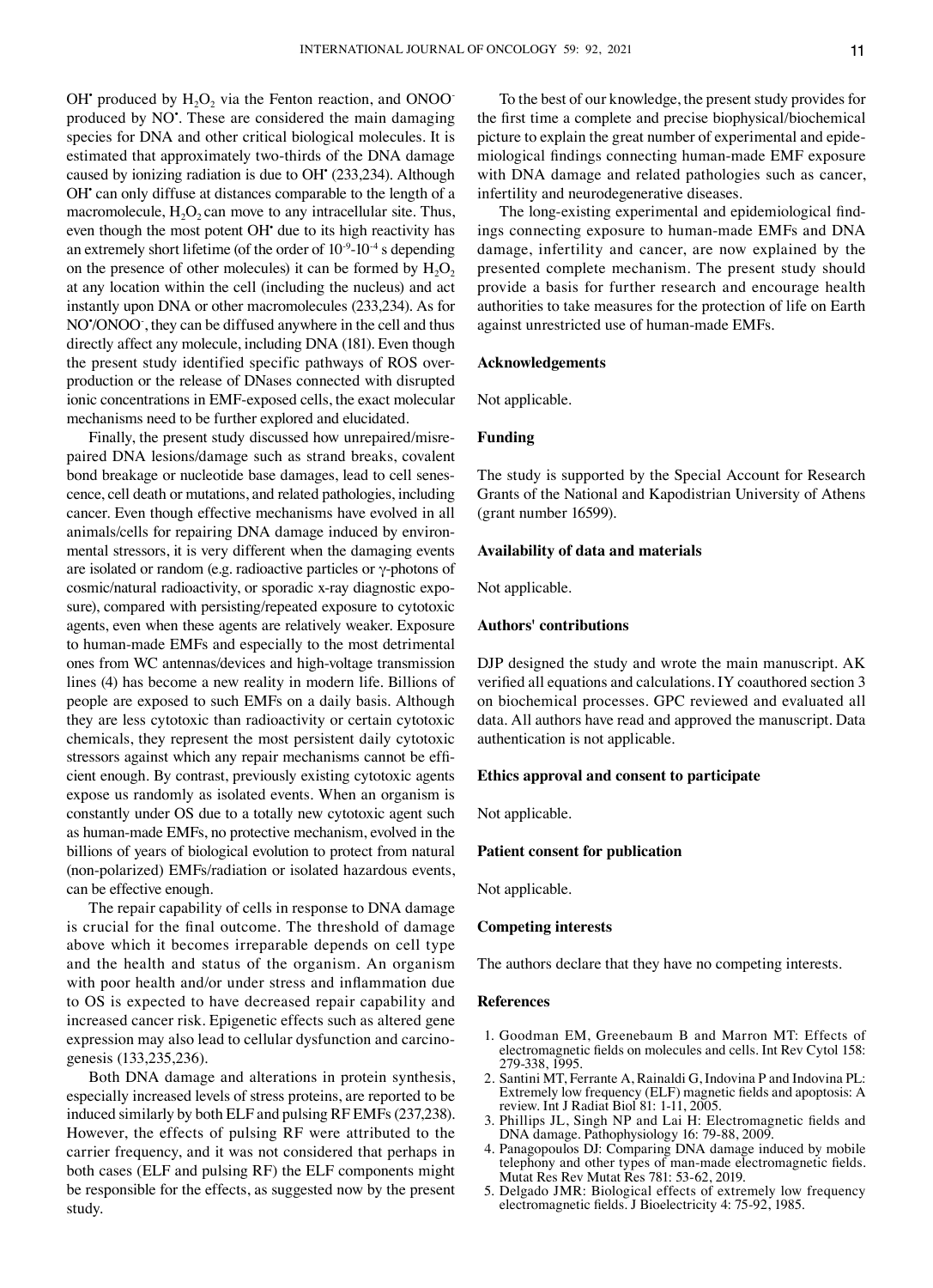$OH^•$ produced by $H_2O_2$ via the Fenton reaction, and $ONOO^-$ produced by $NO^•$. These are considered the main damaging species for DNA and other critical biological molecules. It is estimated that approximately two-thirds of the DNA damage caused by ionizing radiation is due to $OH^•$ (233,234). Although $OH^•$ can only diffuse at distances comparable to the length of a macromolecule, $H_2O_2$ can move to any intracellular site. Thus, even though the most potent $OH^•$ due to its high reactivity has an extremely short lifetime (of the order of $10^{-9}$-$10^{-4}$ s depending on the presence of other molecules) it can be formed by $H_2O_2$ at any location within the cell (including the nucleus) and act instantly upon DNA or other macromolecules (233,234). As for $NO^•$/$ONOO^-$, they can be diffused anywhere in the cell and thus directly affect any molecule, including DNA (181). Even though the present study identified specific pathways of ROS overproduction or the release of DNases connected with disrupted ionic concentrations in EMF-exposed cells, the exact molecular mechanisms need to be further explored and elucidated.

Finally, the present study discussed how unrepaired/misrepaired DNA lesions/damage such as strand breaks, covalent bond breakage or nucleotide base damages, lead to cell senescence, cell death or mutations, and related pathologies, including cancer. Even though effective mechanisms have evolved in all animals/cells for repairing DNA damage induced by environmental stressors, it is very different when the damaging events are isolated or random (e.g. radioactive particles or γ-photons of cosmic/natural radioactivity, or sporadic x-ray diagnostic exposure), compared with persisting/repeated exposure to cytotoxic agents, even when these agents are relatively weaker. Exposure to human-made EMFs and especially to the most detrimental ones from WC antennas/devices and high-voltage transmission lines (4) has become a new reality in modern life. Billions of people are exposed to such EMFs on a daily basis. Although they are less cytotoxic than radioactivity or certain cytotoxic chemicals, they represent the most persistent daily cytotoxic stressors against which any repair mechanisms cannot be efficient enough. By contrast, previously existing cytotoxic agents expose us randomly as isolated events. When an organism is constantly under OS due to a totally new cytotoxic agent such as human-made EMFs, no protective mechanism, evolved in the billions of years of biological evolution to protect from natural (non-polarized) EMFs/radiation or isolated hazardous events, can be effective enough.

The repair capability of cells in response to DNA damage is crucial for the final outcome. The threshold of damage above which it becomes irreparable depends on cell type and the health and status of the organism. An organism with poor health and/or under stress and inflammation due to OS is expected to have decreased repair capability and increased cancer risk. Epigenetic effects such as altered gene expression may also lead to cellular dysfunction and carcinogenesis (133,235,236).

Both DNA damage and alterations in protein synthesis, especially increased levels of stress proteins, are reported to be induced similarly by both ELF and pulsing RF EMFs (237,238). However, the effects of pulsing RF were attributed to the carrier frequency, and it was not considered that perhaps in both cases (ELF and pulsing RF) the ELF components might be responsible for the effects, as suggested now by the present study.

To the best of our knowledge, the present study provides for the first time a complete and precise biophysical/biochemical picture to explain the great number of experimental and epidemiological findings connecting human-made EMF exposure with DNA damage and related pathologies such as cancer, infertility and neurodegenerative diseases.

The long-existing experimental and epidemiological findings connecting exposure to human-made EMFs and DNA damage, infertility and cancer, are now explained by the presented complete mechanism. The present study should provide a basis for further research and encourage health authorities to take measures for the protection of life on Earth against unrestricted use of human-made EMFs.

## Acknowledgements

Not applicable.

## Funding

The study is supported by the Special Account for Research Grants of the National and Kapodistrian University of Athens (grant number 16599).

## Availability of data and materials

Not applicable.

## Authors' contributions

DJP designed the study and wrote the main manuscript. AK verified all equations and calculations. IY coauthored section 3 on biochemical processes. GPC reviewed and evaluated all data. All authors have read and approved the manuscript. Data authentication is not applicable.

## Ethics approval and consent to participate

Not applicable.

## Patient consent for publication

Not applicable.

## Competing interests

The authors declare that they have no competing interests.

## References

1. Goodman EM, Greenebaum B and Marron MT: Effects of electromagnetic fields on molecules and cells. Int Rev Cytol 158: 279-338, 1995.
2. Santini MT, Ferrante A, Rainaldi G, Indovina P and Indovina PL: Extremely low frequency (ELF) magnetic fields and apoptosis: A review. Int J Radiat Biol 81: 1-11, 2005.
3. Phillips JL, Singh NP and Lai H: Electromagnetic fields and DNA damage. Pathophysiology 16: 79-88, 2009.
4. Panagopoulos DJ: Comparing DNA damage induced by mobile telephony and other types of man-made electromagnetic fields. Mutat Res Rev Mutat Res 781: 53-62, 2019.
5. Delgado JMR: Biological effects of extremely low frequency electromagnetic fields. J Bioelectricity 4: 75-92, 1985.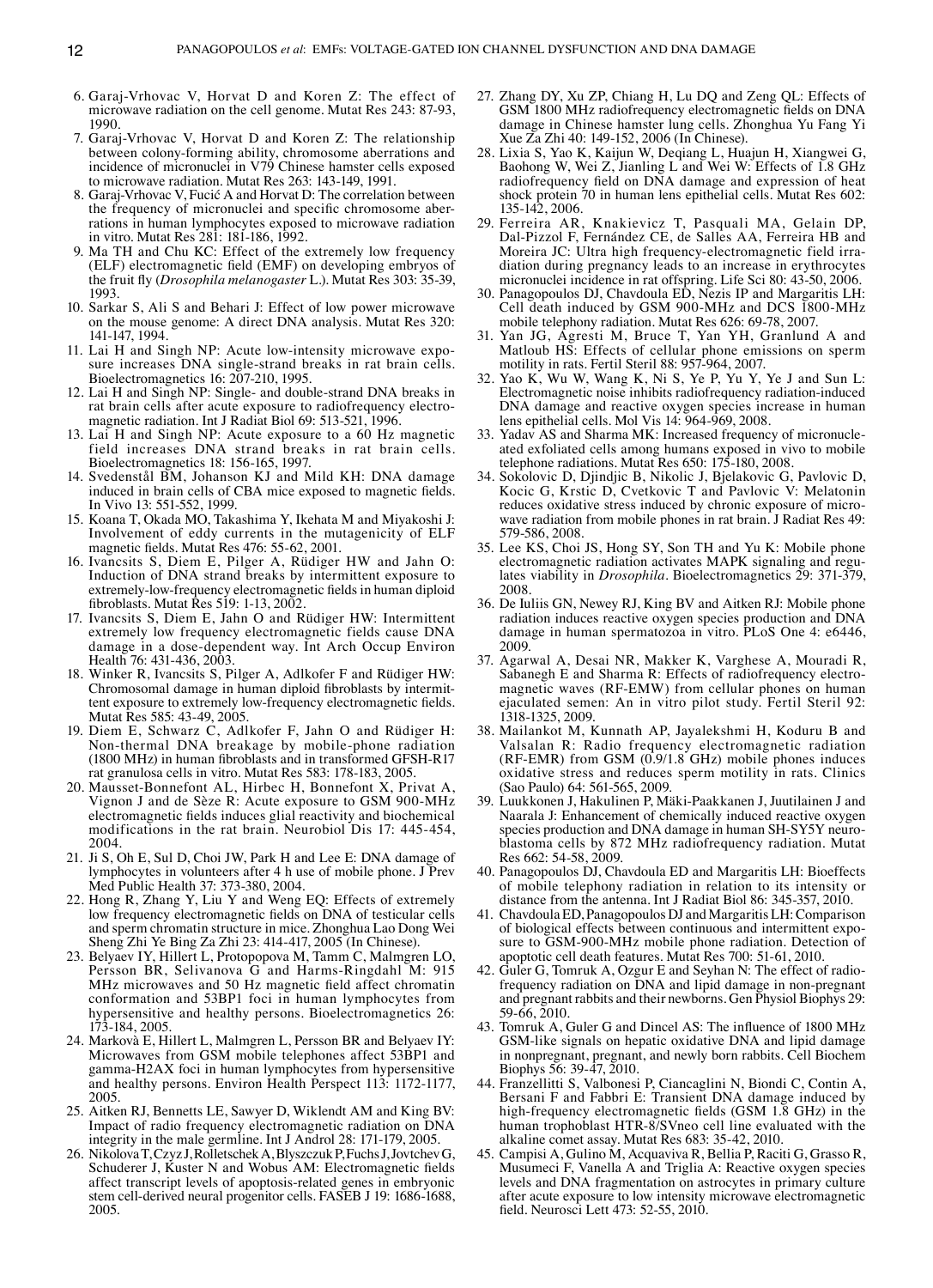6. Garaj-Vrhovac V, Horvat D and Koren Z: The effect of microwave radiation on the cell genome. Mutat Res 243: 87-93, 1990.
7. Garaj-Vrhovac V, Horvat D and Koren Z: The relationship between colony-forming ability, chromosome aberrations and incidence of micronuclei in V79 Chinese hamster cells exposed to microwave radiation. Mutat Res 263: 143-149, 1991.
8. Garaj-Vrhovac V, Fucić A and Horvat D: The correlation between the frequency of micronuclei and specific chromosome aberrations in human lymphocytes exposed to microwave radiation in vitro. Mutat Res 281: 181-186, 1992.
9. Ma TH and Chu KC: Effect of the extremely low frequency (ELF) electromagnetic field (EMF) on developing embryos of the fruit fly (*Drosophila melanogaster* L.). Mutat Res 303: 35-39, 1993.
10. Sarkar S, Ali S and Behari J: Effect of low power microwave on the mouse genome: A direct DNA analysis. Mutat Res 320: 141-147, 1994.
11. Lai H and Singh NP: Acute low-intensity microwave exposure increases DNA single-strand breaks in rat brain cells. Bioelectromagnetics 16: 207-210, 1995.
12. Lai H and Singh NP: Single- and double-strand DNA breaks in rat brain cells after acute exposure to radiofrequency electromagnetic radiation. Int J Radiat Biol 69: 513-521, 1996.
13. Lai H and Singh NP: Acute exposure to a 60 Hz magnetic field increases DNA strand breaks in rat brain cells. Bioelectromagnetics 18: 156-165, 1997.
14. Svedenstål BM, Johanson KJ and Mild KH: DNA damage induced in brain cells of CBA mice exposed to magnetic fields. In Vivo 13: 551-552, 1999.
15. Koana T, Okada MO, Takashima Y, Ikehata M and Miyakoshi J: Involvement of eddy currents in the mutagenicity of ELF magnetic fields. Mutat Res 476: 55-62, 2001.
16. Ivancsits S, Diem E, Pilger A, Rüdiger HW and Jahn O: Induction of DNA strand breaks by intermittent exposure to extremely-low-frequency electromagnetic fields in human diploid fibroblasts. Mutat Res 519: 1-13, 2002.
17. Ivancsits S, Diem E, Jahn O and Rüdiger HW: Intermittent extremely low frequency electromagnetic fields cause DNA damage in a dose-dependent way. Int Arch Occup Environ Health 76: 431-436, 2003.
18. Winker R, Ivancsits S, Pilger A, Adlkofer F and Rüdiger HW: Chromosomal damage in human diploid fibroblasts by intermittent exposure to extremely low-frequency electromagnetic fields. Mutat Res 585: 43-49, 2005.
19. Diem E, Schwarz C, Adlkofer F, Jahn O and Rüdiger H: Non-thermal DNA breakage by mobile-phone radiation (1800 MHz) in human fibroblasts and in transformed GFSH-R17 rat granulosa cells in vitro. Mutat Res 583: 178-183, 2005.
20. Mausset-Bonnefont AL, Hirbec H, Bonnefont X, Privat A, Vignon J and de Sèze R: Acute exposure to GSM 900-MHz electromagnetic fields induces glial reactivity and biochemical modifications in the rat brain. Neurobiol Dis 17: 445-454, 2004.
21. Ji S, Oh E, Sul D, Choi JW, Park H and Lee E: DNA damage of lymphocytes in volunteers after 4 h use of mobile phone. J Prev Med Public Health 37: 373-380, 2004.
22. Hong R, Zhang Y, Liu Y and Weng EQ: Effects of extremely low frequency electromagnetic fields on DNA of testicular cells and sperm chromatin structure in mice. Zhonghua Lao Dong Wei Sheng Zhi Ye Bing Za Zhi 23: 414-417, 2005 (In Chinese).
23. Belyaev IY, Hillert L, Protopopova M, Tamm C, Malmgren LO, Persson BR, Selivanova G and Harms-Ringdahl M: 915 MHz microwaves and 50 Hz magnetic field affect chromatin conformation and 53BP1 foci in human lymphocytes from hypersensitive and healthy persons. Bioelectromagnetics 26: 173-184, 2005.
24. Markovà E, Hillert L, Malmgren L, Persson BR and Belyaev IY: Microwaves from GSM mobile telephones affect 53BP1 and gamma-H2AX foci in human lymphocytes from hypersensitive and healthy persons. Environ Health Perspect 113: 1172-1177, 2005.
25. Aitken RJ, Bennetts LE, Sawyer D, Wiklendt AM and King BV: Impact of radio frequency electromagnetic radiation on DNA integrity in the male germline. Int J Androl 28: 171-179, 2005.
26. Nikolova T, Czyz J, Rolletschek A, Blyszczuk P, Fuchs J, Jovtchev G, Schuderer J, Kuster N and Wobus AM: Electromagnetic fields affect transcript levels of apoptosis-related genes in embryonic stem cell-derived neural progenitor cells. FASEB J 19: 1686-1688, 2005.
27. Zhang DY, Xu ZP, Chiang H, Lu DQ and Zeng QL: Effects of GSM 1800 MHz radiofrequency electromagnetic fields on DNA damage in Chinese hamster lung cells. Zhonghua Yu Fang Yi Xue Za Zhi 40: 149-152, 2006 (In Chinese).
28. Lixia S, Yao K, Kaijun W, Deqiang L, Huajun H, Xiangwei G, Baohong W, Wei Z, Jianling L and Wei W: Effects of 1.8 GHz radiofrequency field on DNA damage and expression of heat shock protein 70 in human lens epithelial cells. Mutat Res 602: 135-142, 2006.
29. Ferreira AR, Knakievicz T, Pasquali MA, Gelain DP, Dal-Pizzol F, Fernández CE, de Salles AA, Ferreira HB and Moreira JC: Ultra high frequency-electromagnetic field irradiation during pregnancy leads to an increase in erythrocytes micronuclei incidence in rat offspring. Life Sci 80: 43-50, 2006.
30. Panagopoulos DJ, Chavdoula ED, Nezis IP and Margaritis LH: Cell death induced by GSM 900-MHz and DCS 1800-MHz mobile telephony radiation. Mutat Res 626: 69-78, 2007.
31. Yan JG, Agresti M, Bruce T, Yan YH, Granlund A and Matloub HS: Effects of cellular phone emissions on sperm motility in rats. Fertil Steril 88: 957-964, 2007.
32. Yao K, Wu W, Wang K, Ni S, Ye P, Yu Y, Ye J and Sun L: Electromagnetic noise inhibits radiofrequency radiation-induced DNA damage and reactive oxygen species increase in human lens epithelial cells. Mol Vis 14: 964-969, 2008.
33. Yadav AS and Sharma MK: Increased frequency of micronucleated exfoliated cells among humans exposed in vivo to mobile telephone radiations. Mutat Res 650: 175-180, 2008.
34. Sokolovic D, Djindjic B, Nikolic J, Bjelakovic G, Pavlovic D, Kocic G, Krstic D, Cvetkovic T and Pavlovic V: Melatonin reduces oxidative stress induced by chronic exposure of microwave radiation from mobile phones in rat brain. J Radiat Res 49: 579-586, 2008.
35. Lee KS, Choi JS, Hong SY, Son TH and Yu K: Mobile phone electromagnetic radiation activates MAPK signaling and regulates viability in *Drosophila*. Bioelectromagnetics 29: 371-379, 2008.
36. De Iuliis GN, Newey RJ, King BV and Aitken RJ: Mobile phone radiation induces reactive oxygen species production and DNA damage in human spermatozoa in vitro. PLoS One 4: e6446, 2009.
37. Agarwal A, Desai NR, Makker K, Varghese A, Mouradi R, Sabanegh E and Sharma R: Effects of radiofrequency electromagnetic waves (RF-EMW) from cellular phones on human ejaculated semen: An in vitro pilot study. Fertil Steril 92: 1318-1325, 2009.
38. Mailankot M, Kunnath AP, Jayalekshmi H, Koduru B and Valsalan R: Radio frequency electromagnetic radiation (RF-EMR) from GSM (0.9/1.8 GHz) mobile phones induces oxidative stress and reduces sperm motility in rats. Clinics (Sao Paulo) 64: 561-565, 2009.
39. Luukkonen J, Hakulinen P, Mäki-Paakkanen J, Juutilainen J and Naarala J: Enhancement of chemically induced reactive oxygen species production and DNA damage in human SH-SY5Y neuroblastoma cells by 872 MHz radiofrequency radiation. Mutat Res 662: 54-58, 2009.
40. Panagopoulos DJ, Chavdoula ED and Margaritis LH: Bioeffects of mobile telephony radiation in relation to its intensity or distance from the antenna. Int J Radiat Biol 86: 345-357, 2010.
41. Chavdoula ED, Panagopoulos DJ and Margaritis LH: Comparison of biological effects between continuous and intermittent exposure to GSM-900-MHz mobile phone radiation. Detection of apoptotic cell death features. Mutat Res 700: 51-61, 2010.
42. Guler G, Tomruk A, Ozgur E and Seyhan N: The effect of radiofrequency radiation on DNA and lipid damage in non-pregnant and pregnant rabbits and their newborns. Gen Physiol Biophys 29: 59-66, 2010.
43. Tomruk A, Guler G and Dincel AS: The influence of 1800 MHz GSM-like signals on hepatic oxidative DNA and lipid damage in nonpregnant, pregnant, and newly born rabbits. Cell Biochem Biophys 56: 39-47, 2010.
44. Franzellitti S, Valbonesi P, Ciancaglini N, Biondi C, Contin A, Bersani F and Fabbri E: Transient DNA damage induced by high-frequency electromagnetic fields (GSM 1.8 GHz) in the human trophoblast HTR-8/SVneo cell line evaluated with the alkaline comet assay. Mutat Res 683: 35-42, 2010.
45. Campisi A, Gulino M, Acquaviva R, Bellia P, Raciti G, Grasso R, Musumeci F, Vanella A and Triglia A: Reactive oxygen species levels and DNA fragmentation on astrocytes in primary culture after acute exposure to low intensity microwave electromagnetic field. Neurosci Lett 473: 52-55, 2010.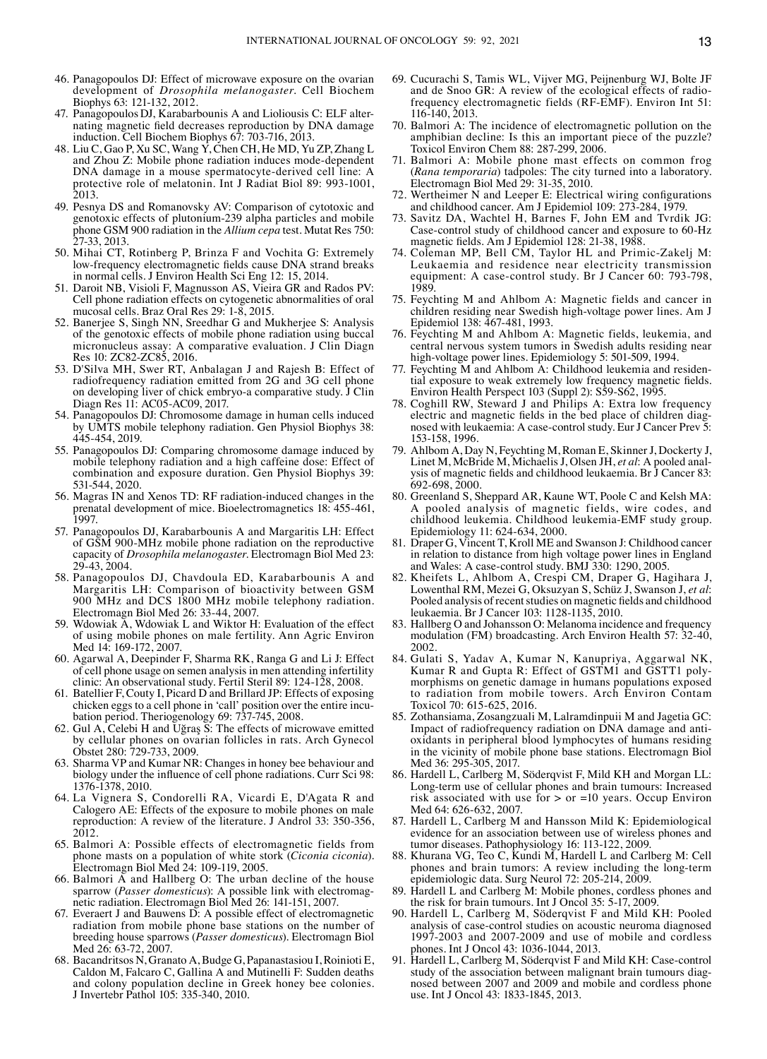46. Panagopoulos DJ: Effect of microwave exposure on the ovarian development of *Drosophila melanogaster*. Cell Biochem Biophys 63: 121-132, 2012.
47. Panagopoulos DJ, Karabarbounis A and Lioliousis C: ELF alternating magnetic field decreases reproduction by DNA damage induction. Cell Biochem Biophys 67: 703-716, 2013.
48. Liu C, Gao P, Xu SC, Wang Y, Chen CH, He MD, Yu ZP, Zhang L and Zhou Z: Mobile phone radiation induces mode-dependent DNA damage in a mouse spermatocyte-derived cell line: A protective role of melatonin. Int J Radiat Biol 89: 993-1001, 2013.
49. Pesnya DS and Romanovsky AV: Comparison of cytotoxic and genotoxic effects of plutonium-239 alpha particles and mobile phone GSM 900 radiation in the *Allium cepa* test. Mutat Res 750: 27-33, 2013.
50. Mihai CT, Rotinberg P, Brinza F and Vochita G: Extremely low-frequency electromagnetic fields cause DNA strand breaks in normal cells. J Environ Health Sci Eng 12: 15, 2014.
51. Daroit NB, Visioli F, Magnusson AS, Vieira GR and Rados PV: Cell phone radiation effects on cytogenetic abnormalities of oral mucosal cells. Braz Oral Res 29: 1-8, 2015.
52. Banerjee S, Singh NN, Sreedhar G and Mukherjee S: Analysis of the genotoxic effects of mobile phone radiation using buccal micronucleus assay: A comparative evaluation. J Clin Diagn Res 10: ZC82-ZC85, 2016.
53. D'Silva MH, Swer RT, Anbalagan J and Rajesh B: Effect of radiofrequency radiation emitted from 2G and 3G cell phone on developing liver of chick embryo-a comparative study. J Clin Diagn Res 11: AC05-AC09, 2017.
54. Panagopoulos DJ: Chromosome damage in human cells induced by UMTS mobile telephony radiation. Gen Physiol Biophys 38: 445-454, 2019.
55. Panagopoulos DJ: Comparing chromosome damage induced by mobile telephony radiation and a high caffeine dose: Effect of combination and exposure duration. Gen Physiol Biophys 39: 531-544, 2020.
56. Magras IN and Xenos TD: RF radiation-induced changes in the prenatal development of mice. Bioelectromagnetics 18: 455-461, 1997.
57. Panagopoulos DJ, Karabarbounis A and Margaritis LH: Effect of GSM 900-MHz mobile phone radiation on the reproductive capacity of *Drosophila melanogaster*. Electromagn Biol Med 23: 29-43, 2004.
58. Panagopoulos DJ, Chavdoula ED, Karabarbounis A and Margaritis LH: Comparison of bioactivity between GSM 900 MHz and DCS 1800 MHz mobile telephony radiation. Electromagn Biol Med 26: 33-44, 2007.
59. Wdowiak A, Wdowiak L and Wiktor H: Evaluation of the effect of using mobile phones on male fertility. Ann Agric Environ Med 14: 169-172, 2007.
60. Agarwal A, Deepinder F, Sharma RK, Ranga G and Li J: Effect of cell phone usage on semen analysis in men attending infertility clinic: An observational study. Fertil Steril 89: 124-128, 2008.
61. Batellier F, Couty I, Picard D and Brillard JP: Effects of exposing chicken eggs to a cell phone in 'call' position over the entire incubation period. Theriogenology 69: 737-745, 2008.
62. Gul A, Celebi H and Uğraş S: The effects of microwave emitted by cellular phones on ovarian follicles in rats. Arch Gynecol Obstet 280: 729-733, 2009.
63. Sharma VP and Kumar NR: Changes in honey bee behaviour and biology under the influence of cell phone radiations. Curr Sci 98: 1376-1378, 2010.
64. La Vignera S, Condorelli RA, Vicardi E, D'Agata R and Calogero AE: Effects of the exposure to mobile phones on male reproduction: A review of the literature. J Androl 33: 350-356, 2012.
65. Balmori A: Possible effects of electromagnetic fields from phone masts on a population of white stork (*Ciconia ciconia*). Electromagn Biol Med 24: 109-119, 2005.
66. Balmori A and Hallberg O: The urban decline of the house sparrow (*Passer domesticus*): A possible link with electromagnetic radiation. Electromagn Biol Med 26: 141-151, 2007.
67. Everaert J and Bauwens D: A possible effect of electromagnetic radiation from mobile phone base stations on the number of breeding house sparrows (*Passer domesticus*). Electromagn Biol Med 26: 63-72, 2007.
68. Bacandritsos N, Granato A, Budge G, Papanastasiou I, Roinioti E, Caldon M, Falcaro C, Gallina A and Mutinelli F: Sudden deaths and colony population decline in Greek honey bee colonies. J Invertebr Pathol 105: 335-340, 2010.
69. Cucurachi S, Tamis WL, Vijver MG, Peijnenburg WJ, Bolte JF and de Snoo GR: A review of the ecological effects of radiofrequency electromagnetic fields (RF-EMF). Environ Int 51: 116-140, 2013.
70. Balmori A: The incidence of electromagnetic pollution on the amphibian decline: Is this an important piece of the puzzle? Toxicol Environ Chem 88: 287-299, 2006.
71. Balmori A: Mobile phone mast effects on common frog (*Rana temporaria*) tadpoles: The city turned into a laboratory. Electromagn Biol Med 29: 31-35, 2010.
72. Wertheimer N and Leeper E: Electrical wiring configurations and childhood cancer. Am J Epidemiol 109: 273-284, 1979.
73. Savitz DA, Wachtel H, Barnes F, John EM and Tvrdik JG: Case-control study of childhood cancer and exposure to 60-Hz magnetic fields. Am J Epidemiol 128: 21-38, 1988.
74. Coleman MP, Bell CM, Taylor HL and Primic-Zakelj M: Leukaemia and residence near electricity transmission equipment: A case-control study. Br J Cancer 60: 793-798, 1989.
75. Feychting M and Ahlbom A: Magnetic fields and cancer in children residing near Swedish high-voltage power lines. Am J Epidemiol 138: 467-481, 1993.
76. Feychting M and Ahlbom A: Magnetic fields, leukemia, and central nervous system tumors in Swedish adults residing near high-voltage power lines. Epidemiology 5: 501-509, 1994.
77. Feychting M and Ahlbom A: Childhood leukemia and residential exposure to weak extremely low frequency magnetic fields. Environ Health Perspect 103 (Suppl 2): S59-S62, 1995.
78. Coghill RW, Steward J and Philips A: Extra low frequency electric and magnetic fields in the bed place of children diagnosed with leukaemia: A case-control study. Eur J Cancer Prev 5: 153-158, 1996.
79. Ahlbom A, Day N, Feychting M, Roman E, Skinner J, Dockerty J, Linet M, McBride M, Michaelis J, Olsen JH, *et al*: A pooled analysis of magnetic fields and childhood leukaemia. Br J Cancer 83: 692-698, 2000.
80. Greenland S, Sheppard AR, Kaune WT, Poole C and Kelsh MA: A pooled analysis of magnetic fields, wire codes, and childhood leukemia. Childhood leukemia-EMF study group. Epidemiology 11: 624-634, 2000.
81. Draper G, Vincent T, Kroll ME and Swanson J: Childhood cancer in relation to distance from high voltage power lines in England and Wales: A case-control study. BMJ 330: 1290, 2005.
82. Kheifets L, Ahlbom A, Crespi CM, Draper G, Hagihara J, Lowenthal RM, Mezei G, Oksuzyan S, Schüz J, Swanson J, *et al*: Pooled analysis of recent studies on magnetic fields and childhood leukaemia. Br J Cancer 103: 1128-1135, 2010.
83. Hallberg O and Johansson O: Melanoma incidence and frequency modulation (FM) broadcasting. Arch Environ Health 57: 32-40, 2002.
84. Gulati S, Yadav A, Kumar N, Kanupriya, Aggarwal NK, Kumar R and Gupta R: Effect of GSTM1 and GSTT1 polymorphisms on genetic damage in humans populations exposed to radiation from mobile towers. Arch Environ Contam Toxicol 70: 615-625, 2016.
85. Zothansiama, Zosangzuali M, Lalramdinpuii M and Jagetia GC: Impact of radiofrequency radiation on DNA damage and antioxidants in peripheral blood lymphocytes of humans residing in the vicinity of mobile phone base stations. Electromagn Biol Med 36: 295-305, 2017.
86. Hardell L, Carlberg M, Söderqvist F, Mild KH and Morgan LL: Long-term use of cellular phones and brain tumours: Increased risk associated with use for > or =10 years. Occup Environ Med 64: 626-632, 2007.
87. Hardell L, Carlberg M and Hansson Mild K: Epidemiological evidence for an association between use of wireless phones and tumor diseases. Pathophysiology 16: 113-122, 2009.
88. Khurana VG, Teo C, Kundi M, Hardell L and Carlberg M: Cell phones and brain tumors: A review including the long-term epidemiologic data. Surg Neurol 72: 205-214, 2009.
89. Hardell L and Carlberg M: Mobile phones, cordless phones and the risk for brain tumours. Int J Oncol 35: 5-17, 2009.
90. Hardell L, Carlberg M, Söderqvist F and Mild KH: Pooled analysis of case-control studies on acoustic neuroma diagnosed 1997-2003 and 2007-2009 and use of mobile and cordless phones. Int J Oncol 43: 1036-1044, 2013.
91. Hardell L, Carlberg M, Söderqvist F and Mild KH: Case-control study of the association between malignant brain tumours diagnosed between 2007 and 2009 and mobile and cordless phone use. Int J Oncol 43: 1833-1845, 2013.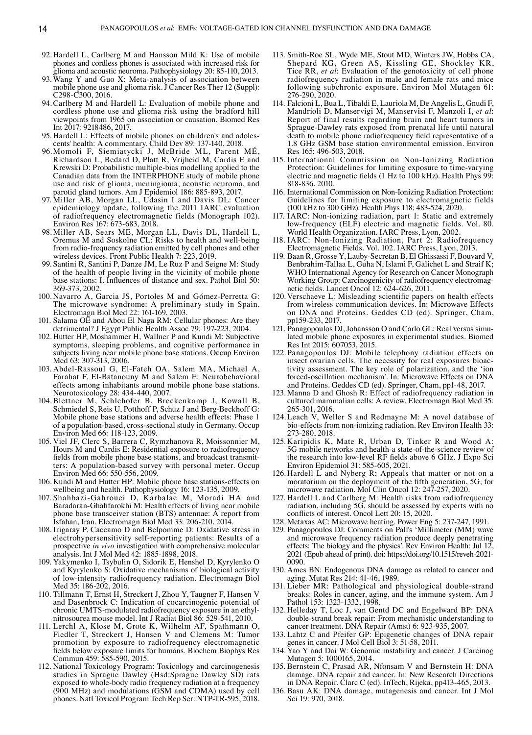92. Hardell L, Carlberg M and Hansson Mild K: Use of mobile phones and cordless phones is associated with increased risk for glioma and acoustic neuroma. Pathophysiology 20: 85-110, 2013.
93. Wang Y and Guo X: Meta-analysis of association between mobile phone use and glioma risk. J Cancer Res Ther 12 (Suppl): C298-C300, 2016.
94. Carlberg M and Hardell L: Evaluation of mobile phone and cordless phone use and glioma risk using the bradford hill viewpoints from 1965 on association or causation. Biomed Res Int 2017: 9218486, 2017.
95. Hardell L: Effects of mobile phones on children's and adolescents' health: A commentary. Child Dev 89: 137-140, 2018.
96. Momoli F, Siemiatycki J, McBride ML, Parent MÉ, Richardson L, Bedard D, Platt R, Vrijheid M, Cardis E and Krewski D: Probabilistic multiple-bias modelling applied to the Canadian data from the INTERPHONE study of mobile phone use and risk of glioma, meningioma, acoustic neuroma, and parotid gland tumors. Am J Epidemiol 186: 885-893, 2017.
97. Miller AB, Morgan LL, Udasin I and Davis DL: Cancer epidemiology update, following the 2011 IARC evaluation of radiofrequency electromagnetic fields (Monograph 102). Environ Res 167: 673-683, 2018.
98. Miller AB, Sears ME, Morgan LL, Davis DL, Hardell L, Oremus M and Soskolne CL: Risks to health and well-being from radio-frequency radiation emitted by cell phones and other wireless devices. Front Public Health 7: 223, 2019.
99. Santini R, Santini P, Danze JM, Le Ruz P and Seigne M: Study of the health of people living in the vicinity of mobile phone base stations: I. Influences of distance and sex. Pathol Biol 50: 369-373, 2002.
100. Navarro A, Garcia JS, Portoles M and Gómez-Perretta G: The microwave syndrome: A preliminary study in Spain. Electromagn Biol Med 22: 161-169, 2003.
101. Salama OE and Abou El Naga RM: Cellular phones: Are they detrimental? J Egypt Public Health Assoc 79: 197-223, 2004.
102. Hutter HP, Moshammer H, Wallner P and Kundi M: Subjective symptoms, sleeping problems, and cognitive performance in subjects living near mobile phone base stations. Occup Environ Med 63: 307-313, 2006.
103. Abdel-Rassoul G, El-Fateh OA, Salem MA, Michael A, Farahat F, El-Batanouny M and Salem E: Neurobehavioral effects among inhabitants around mobile phone base stations. Neurotoxicology 28: 434-440, 2007.
104. Blettner M, Schlehofer B, Breckenkamp J, Kowall B, Schmiedel S, Reis U, Potthoff P, Schüz J and Berg-Beckhoff G: Mobile phone base stations and adverse health effects: Phase 1 of a population-based, cross-sectional study in Germany. Occup Environ Med 66: 118-123, 2009.
105. Viel JF, Clerc S, Barrera C, Rymzhanova R, Moissonnier M, Hours M and Cardis E: Residential exposure to radiofrequency fields from mobile phone base stations, and broadcast transmitters: A population-based survey with personal meter. Occup Environ Med 66: 550-556, 2009.
106. Kundi M and Hutter HP: Mobile phone base stations-effects on wellbeing and health. Pathophysiology 16: 123-135, 2009.
107. Shahbazi-Gahrouei D, Karbalae M, Moradi HA and Baradaran-Ghahfarokhi M: Health effects of living near mobile phone base transceiver station (BTS) antennae: A report from Isfahan, Iran. Electromagn Biol Med 33: 206-210, 2014.
108. Irigaray P, Caccamo D and Belpomme D: Oxidative stress in electrohypersensitivity self-reporting patients: Results of a prospective *in vivo* investigation with comprehensive molecular analysis. Int J Mol Med 42: 1885-1898, 2018.
109. Yakymenko I, Tsybulin O, Sidorik E, Henshel D, Kyrylenko O and Kyrylenko S: Oxidative mechanisms of biological activity of low-intensity radiofrequency radiation. Electromagn Biol Med 35: 186-202, 2016.
110. Tillmann T, Ernst H, Streckert J, Zhou Y, Taugner F, Hansen V and Dasenbrock C: Indication of cocarcinogenic potential of chronic UMTS-modulated radiofrequency exposure in an ethylnitrosourea mouse model. Int J Radiat Biol 86: 529-541, 2010.
111. Lerchl A, Klose M, Grote K, Wilhelm AF, Spathmann O, Fiedler T, Streckert J, Hansen V and Clemens M: Tumor promotion by exposure to radiofrequency electromagnetic fields below exposure limits for humans. Biochem Biophys Res Commun 459: 585-590, 2015.
112. National Toxicology Program: Toxicology and carcinogenesis studies in Sprague Dawley (Hsd:Sprague Dawley SD) rats exposed to whole-body radio frequency radiation at a frequency (900 MHz) and modulations (GSM and CDMA) used by cell phones. Natl Toxicol Program Tech Rep Ser: NTP-TR-595, 2018.
113. Smith-Roe SL, Wyde ME, Stout MD, Winters JW, Hobbs CA, Shepard KG, Green AS, Kissling GE, Shockley KR, Tice RR, *et al*: Evaluation of the genotoxicity of cell phone radiofrequency radiation in male and female rats and mice following subchronic exposure. Environ Mol Mutagen 61: 276-290, 2020.
114. Falcioni L, Bua L, Tibaldi E, Lauriola M, De Angelis L, Gnudi F, Mandrioli D, Manservigi M, Manservisi F, Manzoli I, *et al*: Report of final results regarding brain and heart tumors in Sprague-Dawley rats exposed from prenatal life until natural death to mobile phone radiofrequency field representative of a 1.8 GHz GSM base station environmental emission. Environ Res 165: 496-503, 2018.
115. International Commission on Non-Ionizing Radiation Protection: Guidelines for limiting exposure to time-varying electric and magnetic fields (1 Hz to 100 kHz). Health Phys 99: 818-836, 2010.
116. International Commission on Non-Ionizing Radiation Protection: Guidelines for limiting exposure to electromagnetic fields (100 kHz to 300 GHz). Health Phys 118; 483-524, 2020.
117. IARC: Non-ionizing radiation, part 1: Static and extremely low-frequency (ELF) electric and magnetic fields. Vol. 80. World Health Organization. IARC Press, Lyon, 2002.
118. IARC: Non-Ionizing Radiation, Part 2: Radiofrequency Electromagnetic Fields. Vol. 102. IARC Press, Lyon, 2013.
119. Baan R, Grosse Y, Lauby-Secretan B, El Ghissassi F, Bouvard V, Benbrahim-Tallaa L, Guha N, Islami F, Galichet L and Straif K; WHO International Agency for Research on Cancer Monograph Working Group: Carcinogenicity of radiofrequency electromagnetic fields. Lancet Oncol 12: 624-626, 2011.
120. Verschaeve L: Misleading scientific papers on health effects from wireless communication devices. In: Microwave Effects on DNA and Proteins. Geddes CD (ed). Springer, Cham, pp159-233, 2017.
121. Panagopoulos DJ, Johansson O and Carlo GL: Real versus simulated mobile phone exposures in experimental studies. Biomed Res Int 2015: 607053, 2015.
122. Panagopoulos DJ: Mobile telephony radiation effects on insect ovarian cells. The necessity for real exposures bioactivity assessment. The key role of polarization, and the 'ion forced-oscillation mechanism'. In: Microwave Effects on DNA and Proteins. Geddes CD (ed). Springer, Cham, pp1-48, 2017.
123. Manna D and Ghosh R: Effect of radiofrequency radiation in cultured mammalian cells: A review. Electromagn Biol Med 35: 265-301, 2016.
124. Leach V, Weller S and Redmayne M: A novel database of bio-effects from non-ionizing radiation. Rev Environ Health 33: 273-280, 2018.
125. Karipidis K, Mate R, Urban D, Tinker R and Wood A: 5G mobile networks and health-a state-of-the-science review of the research into low-level RF fields above 6 GHz. J Expo Sci Environ Epidemiol 31: 585-605, 2021.
126. Hardell L and Nyberg R: Appeals that matter or not on a moratorium on the deployment of the fifth generation, 5G, for microwave radiation. Mol Clin Oncol 12: 247-257, 2020.
127. Hardell L and Carlberg M: Health risks from radiofrequency radiation, including 5G, should be assessed by experts with no conflicts of interest. Oncol Lett 20: 15, 2020.
128. Metaxas AC: Microwave heating. Power Eng 5: 237-247, 1991.
129. Panagopoulos DJ: Comments on Pall's 'Millimeter (MM) wave and microwave frequency radiation produce deeply penetrating effects: The biology and the physics'. Rev Environ Health: Jul 12, 2021 (Epub ahead of print). doi: https://doi.org/10.1515/reveh-2021-0090.
130. Ames BN: Endogenous DNA damage as related to cancer and aging. Mutat Res 214: 41-46, 1989.
131. Lieber MR: Pathological and physiological double-strand breaks: Roles in cancer, aging, and the immune system. Am J Pathol 153: 1323-1332, 1998.
132. Helleday T, Loc J, van Gentd DC and Engelward BP: DNA double-strand break repair: From mechanistic understanding to cancer treatment. DNA Repair (Amst) 6: 923-935, 2007.
133. Lahtz C and Pfeifer GP: Epigenetic changes of DNA repair genes in cancer. J Mol Cell Biol 3: 51-58, 2011.
134. Yao Y and Dai W: Genomic instability and cancer. J Carcinog Mutagen 5: 1000165, 2014.
135. Bernstein C, Prasad AR, Nfonsam V and Bernstein H: DNA damage, DNA repair and cancer. In: New Research Directions in DNA Repair. Clarc C (ed). InTech, Rijeka, pp413-465, 2013.
136. Basu AK: DNA damage, mutagenesis and cancer. Int J Mol Sci 19: 970, 2018.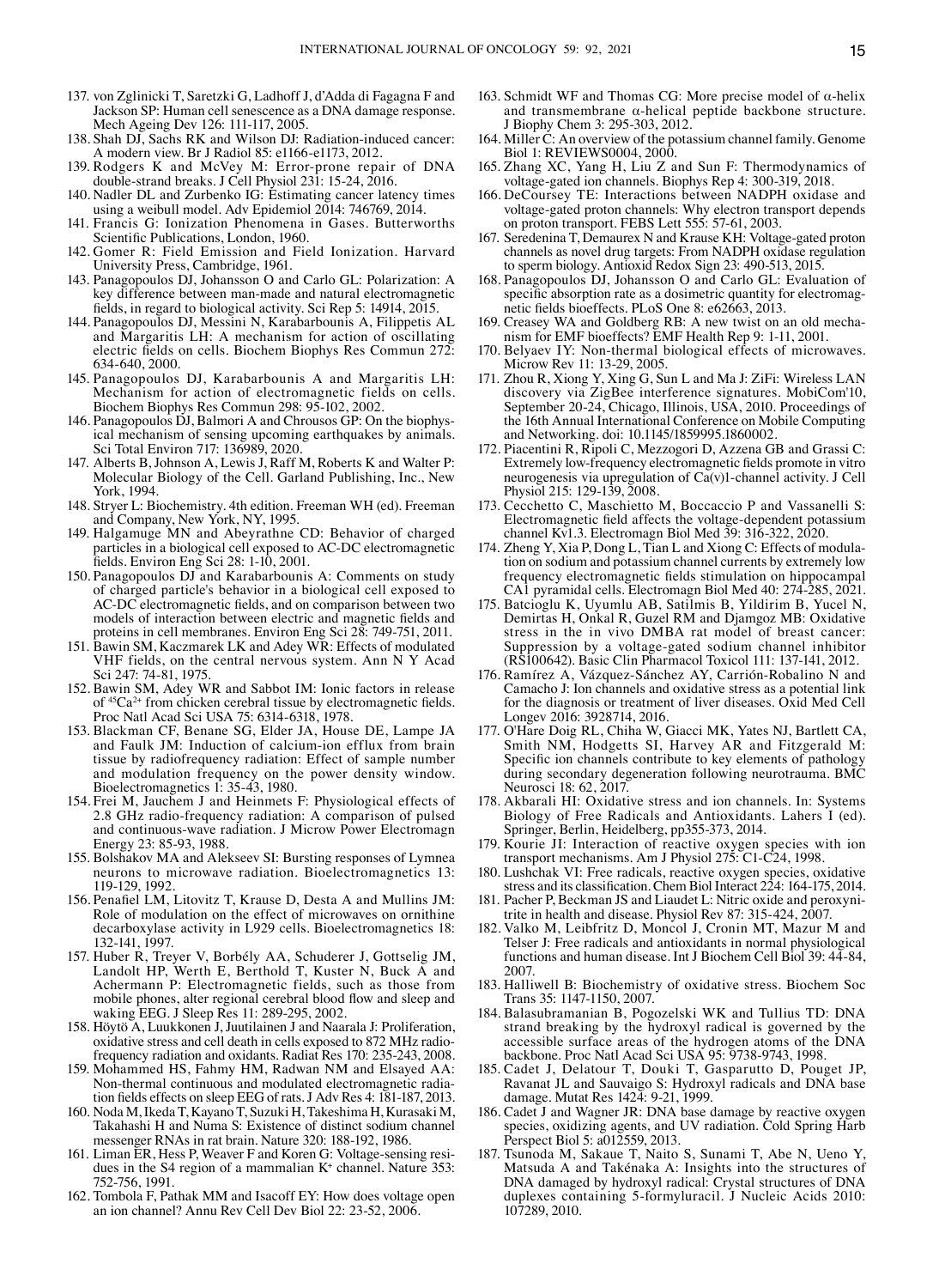137. von Zglinicki T, Saretzki G, Ladhoff J, d'Adda di Fagagna F and Jackson SP: Human cell senescence as a DNA damage response. Mech Ageing Dev 126: 111-117, 2005.
138. Shah DJ, Sachs RK and Wilson DJ: Radiation-induced cancer: A modern view. Br J Radiol 85: e1166-e1173, 2012.
139. Rodgers K and McVey M: Error-prone repair of DNA double-strand breaks. J Cell Physiol 231: 15-24, 2016.
140. Nadler DL and Zurbenko IG: Estimating cancer latency times using a weibull model. Adv Epidemiol 2014: 746769, 2014.
141. Francis G: Ionization Phenomena in Gases. Butterworths Scientific Publications, London, 1960.
142. Gomer R: Field Emission and Field Ionization. Harvard University Press, Cambridge, 1961.
143. Panagopoulos DJ, Johansson O and Carlo GL: Polarization: A key difference between man-made and natural electromagnetic fields, in regard to biological activity. Sci Rep 5: 14914, 2015.
144. Panagopoulos DJ, Messini N, Karabarbounis A, Filippetis AL and Margaritis LH: A mechanism for action of oscillating electric fields on cells. Biochem Biophys Res Commun 272: 634-640, 2000.
145. Panagopoulos DJ, Karabarbounis A and Margaritis LH: Mechanism for action of electromagnetic fields on cells. Biochem Biophys Res Commun 298: 95-102, 2002.
146. Panagopoulos DJ, Balmori A and Chrousos GP: On the biophysical mechanism of sensing upcoming earthquakes by animals. Sci Total Environ 717: 136989, 2020.
147. Alberts B, Johnson A, Lewis J, Raff M, Roberts K and Walter P: Molecular Biology of the Cell. Garland Publishing, Inc., New York, 1994.
148. Stryer L: Biochemistry. 4th edition. Freeman WH (ed). Freeman and Company, New York, NY, 1995.
149. Halgamuge MN and Abeyrathne CD: Behavior of charged particles in a biological cell exposed to AC-DC electromagnetic fields. Environ Eng Sci 28: 1-10, 2001.
150. Panagopoulos DJ and Karabarbounis A: Comments on study of charged particle's behavior in a biological cell exposed to AC-DC electromagnetic fields, and on comparison between two models of interaction between electric and magnetic fields and proteins in cell membranes. Environ Eng Sci 28: 749-751, 2011.
151. Bawin SM, Kaczmarek LK and Adey WR: Effects of modulated VHF fields, on the central nervous system. Ann N Y Acad Sci 247: 74-81, 1975.
152. Bawin SM, Adey WR and Sabbot IM: Ionic factors in release of $^{45}Ca^{2+}$ from chicken cerebral tissue by electromagnetic fields. Proc Natl Acad Sci USA 75: 6314-6318, 1978.
153. Blackman CF, Benane SG, Elder JA, House DE, Lampe JA and Faulk JM: Induction of calcium-ion efflux from brain tissue by radiofrequency radiation: Effect of sample number and modulation frequency on the power density window. Bioelectromagnetics 1: 35-43, 1980.
154. Frei M, Jauchem J and Heinmets F: Physiological effects of 2.8 GHz radio-frequency radiation: A comparison of pulsed and continuous-wave radiation. J Microw Power Electromagn Energy 23: 85-93, 1988.
155. Bolshakov MA and Alekseev SI: Bursting responses of Lymnea neurons to microwave radiation. Bioelectromagnetics 13: 119-129, 1992.
156. Penafiel LM, Litovitz T, Krause D, Desta A and Mullins JM: Role of modulation on the effect of microwaves on ornithine decarboxylase activity in L929 cells. Bioelectromagnetics 18: 132-141, 1997.
157. Huber R, Treyer V, Borbély AA, Schuderer J, Gottselig JM, Landolt HP, Werth E, Berthold T, Kuster N, Buck A and Achermann P: Electromagnetic fields, such as those from mobile phones, alter regional cerebral blood flow and sleep and waking EEG. J Sleep Res 11: 289-295, 2002.
158. Höytö A, Luukkonen J, Juutilainen J and Naarala J: Proliferation, oxidative stress and cell death in cells exposed to 872 MHz radiofrequency radiation and oxidants. Radiat Res 170: 235-243, 2008.
159. Mohammed HS, Fahmy HM, Radwan NM and Elsayed AA: Non-thermal continuous and modulated electromagnetic radiation fields effects on sleep EEG of rats. J Adv Res 4: 181-187, 2013.
160. Noda M, Ikeda T, Kayano T, Suzuki H, Takeshima H, Kurasaki M, Takahashi H and Numa S: Existence of distinct sodium channel messenger RNAs in rat brain. Nature 320: 188-192, 1986.
161. Liman ER, Hess P, Weaver F and Koren G: Voltage-sensing residues in the S4 region of a mammalian $K^+$ channel. Nature 353: 752-756, 1991.
162. Tombola F, Pathak MM and Isacoff EY: How does voltage open an ion channel? Annu Rev Cell Dev Biol 22: 23-52, 2006.
163. Schmidt WF and Thomas CG: More precise model of α-helix and transmembrane α-helical peptide backbone structure. J Biophy Chem 3: 295-303, 2012.
164. Miller C: An overview of the potassium channel family. Genome Biol 1: REVIEWS0004, 2000.
165. Zhang XC, Yang H, Liu Z and Sun F: Thermodynamics of voltage-gated ion channels. Biophys Rep 4: 300-319, 2018.
166. DeCoursey TE: Interactions between NADPH oxidase and voltage-gated proton channels: Why electron transport depends on proton transport. FEBS Lett 555: 57-61, 2003.
167. Seredenina T, Demaurex N and Krause KH: Voltage-gated proton channels as novel drug targets: From NADPH oxidase regulation to sperm biology. Antioxid Redox Sign 23: 490-513, 2015.
168. Panagopoulos DJ, Johansson O and Carlo GL: Evaluation of specific absorption rate as a dosimetric quantity for electromagnetic fields bioeffects. PLoS One 8: e62663, 2013.
169. Creasey WA and Goldberg RB: A new twist on an old mechanism for EMF bioeffects? EMF Health Rep 9: 1-11, 2001.
170. Belyaev IY: Non-thermal biological effects of microwaves. Microw Rev 11: 13-29, 2005.
171. Zhou R, Xiong Y, Xing G, Sun L and Ma J: ZiFi: Wireless LAN discovery via ZigBee interference signatures. MobiCom'10, September 20-24, Chicago, Illinois, USA, 2010. Proceedings of the 16th Annual International Conference on Mobile Computing and Networking. doi: 10.1145/1859995.1860002.
172. Piacentini R, Ripoli C, Mezzogori D, Azzena GB and Grassi C: Extremely low-frequency electromagnetic fields promote in vitro neurogenesis via upregulation of Ca(v)1-channel activity. J Cell Physiol 215: 129-139, 2008.
173. Cecchetto C, Maschietto M, Boccaccio P and Vassanelli S: Electromagnetic field affects the voltage-dependent potassium channel Kv1.3. Electromagn Biol Med 39: 316-322, 2020.
174. Zheng Y, Xia P, Dong L, Tian L and Xiong C: Effects of modulation on sodium and potassium channel currents by extremely low frequency electromagnetic fields stimulation on hippocampal CA1 pyramidal cells. Electromagn Biol Med 40: 274-285, 2021.
175. Batcioglu K, Uyumlu AB, Satilmis B, Yildirim B, Yucel N, Demirtas H, Onkal R, Guzel RM and Djamgoz MB: Oxidative stress in the in vivo DMBA rat model of breast cancer: Suppression by a voltage-gated sodium channel inhibitor (RS100642). Basic Clin Pharmacol Toxicol 111: 137-141, 2012.
176. Ramírez A, Vázquez-Sánchez AY, Carrión-Robalino N and Camacho J: Ion channels and oxidative stress as a potential link for the diagnosis or treatment of liver diseases. Oxid Med Cell Longev 2016: 3928714, 2016.
177. O'Hare Doig RL, Chiha W, Giacci MK, Yates NJ, Bartlett CA, Smith NM, Hodgetts SI, Harvey AR and Fitzgerald M: Specific ion channels contribute to key elements of pathology during secondary degeneration following neurotrauma. BMC Neurosci 18: 62, 2017.
178. Akbarali HI: Oxidative stress and ion channels. In: Systems Biology of Free Radicals and Antioxidants. Lahers I (ed). Springer, Berlin, Heidelberg, pp355-373, 2014.
179. Kourie JI: Interaction of reactive oxygen species with ion transport mechanisms. Am J Physiol 275: C1-C24, 1998.
180. Lushchak VI: Free radicals, reactive oxygen species, oxidative stress and its classification. Chem Biol Interact 224: 164-175, 2014.
181. Pacher P, Beckman JS and Liaudet L: Nitric oxide and peroxynitrite in health and disease. Physiol Rev 87: 315-424, 2007.
182. Valko M, Leibfritz D, Moncol J, Cronin MT, Mazur M and Telser J: Free radicals and antioxidants in normal physiological functions and human disease. Int J Biochem Cell Biol 39: 44-84, 2007.
183. Halliwell B: Biochemistry of oxidative stress. Biochem Soc Trans 35: 1147-1150, 2007.
184. Balasubramanian B, Pogozelski WK and Tullius TD: DNA strand breaking by the hydroxyl radical is governed by the accessible surface areas of the hydrogen atoms of the DNA backbone. Proc Natl Acad Sci USA 95: 9738-9743, 1998.
185. Cadet J, Delatour T, Douki T, Gasparutto D, Pouget JP, Ravanat JL and Sauvaigo S: Hydroxyl radicals and DNA base damage. Mutat Res 1424: 9-21, 1999.
186. Cadet J and Wagner JR: DNA base damage by reactive oxygen species, oxidizing agents, and UV radiation. Cold Spring Harb Perspect Biol 5: a012559, 2013.
187. Tsunoda M, Sakaue T, Naito S, Sunami T, Abe N, Ueno Y, Matsuda A and Takénaka A: Insights into the structures of DNA damaged by hydroxyl radical: Crystal structures of DNA duplexes containing 5-formyluracil. J Nucleic Acids 2010: 107289, 2010.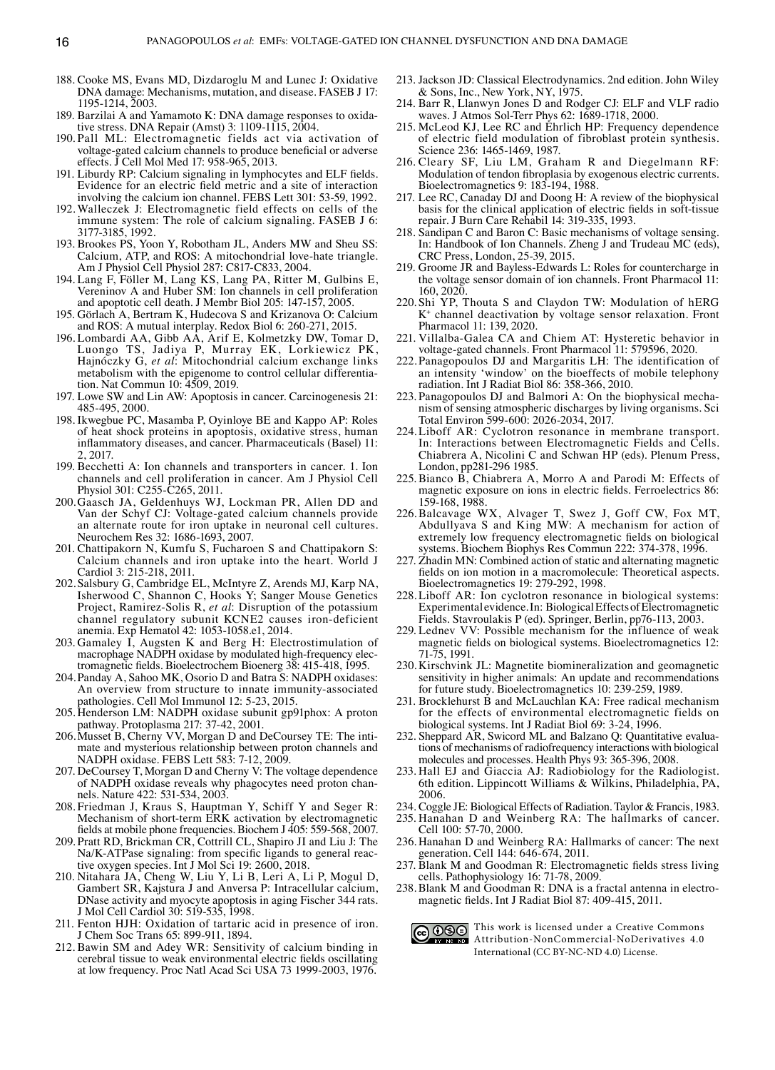188. Cooke MS, Evans MD, Dizdaroglu M and Lunec J: Oxidative DNA damage: Mechanisms, mutation, and disease. FASEB J 17: 1195-1214, 2003.
189. Barzilai A and Yamamoto K: DNA damage responses to oxidative stress. DNA Repair (Amst) 3: 1109-1115, 2004.
190. Pall ML: Electromagnetic fields act via activation of voltage-gated calcium channels to produce beneficial or adverse effects. J Cell Mol Med 17: 958-965, 2013.
191. Liburdy RP: Calcium signaling in lymphocytes and ELF fields. Evidence for an electric field metric and a site of interaction involving the calcium ion channel. FEBS Lett 301: 53-59, 1992.
192. Walleczek J: Electromagnetic field effects on cells of the immune system: The role of calcium signaling. FASEB J 6: 3177-3185, 1992.
193. Brookes PS, Yoon Y, Robotham JL, Anders MW and Sheu SS: Calcium, ATP, and ROS: A mitochondrial love-hate triangle. Am J Physiol Cell Physiol 287: C817-C833, 2004.
194. Lang F, Föller M, Lang KS, Lang PA, Ritter M, Gulbins E, Vereninov A and Huber SM: Ion channels in cell proliferation and apoptotic cell death. J Membr Biol 205: 147-157, 2005.
195. Görlach A, Bertram K, Hudecova S and Krizanova O: Calcium and ROS: A mutual interplay. Redox Biol 6: 260-271, 2015.
196. Lombardi AA, Gibb AA, Arif E, Kolmetzky DW, Tomar D, Luongo TS, Jadiya P, Murray EK, Lorkiewicz PK, Hajnóczky G, *et al*: Mitochondrial calcium exchange links metabolism with the epigenome to control cellular differentiation. Nat Commun 10: 4509, 2019.
197. Lowe SW and Lin AW: Apoptosis in cancer. Carcinogenesis 21: 485-495, 2000.
198. Ikwegbue PC, Masamba P, Oyinloye BE and Kappo AP: Roles of heat shock proteins in apoptosis, oxidative stress, human inflammatory diseases, and cancer. Pharmaceuticals (Basel) 11: 2, 2017.
199. Becchetti A: Ion channels and transporters in cancer. 1. Ion channels and cell proliferation in cancer. Am J Physiol Cell Physiol 301: C255-C265, 2011.
200. Gaasch JA, Geldenhuys WJ, Lockman PR, Allen DD and Van der Schyf CJ: Voltage-gated calcium channels provide an alternate route for iron uptake in neuronal cell cultures. Neurochem Res 32: 1686-1693, 2007.
201. Chattipakorn N, Kumfu S, Fucharoen S and Chattipakorn S: Calcium channels and iron uptake into the heart. World J Cardiol 3: 215-218, 2011.
202. Salsbury G, Cambridge EL, McIntyre Z, Arends MJ, Karp NA, Isherwood C, Shannon C, Hooks Y; Sanger Mouse Genetics Project, Ramirez-Solis R, *et al*: Disruption of the potassium channel regulatory subunit KCNE2 causes iron-deficient anemia. Exp Hematol 42: 1053-1058.e1, 2014.
203. Gamaley I, Augsten K and Berg H: Electrostimulation of macrophage NADPH oxidase by modulated high-frequency electromagnetic fields. Bioelectrochem Bioenerg 38: 415-418, 1995.
204. Panday A, Sahoo MK, Osorio D and Batra S: NADPH oxidases: An overview from structure to innate immunity-associated pathologies. Cell Mol Immunol 12: 5-23, 2015.
205. Henderson LM: NADPH oxidase subunit gp91phox: A proton pathway. Protoplasma 217: 37-42, 2001.
206. Musset B, Cherny VV, Morgan D and DeCoursey TE: The intimate and mysterious relationship between proton channels and NADPH oxidase. FEBS Lett 583: 7-12, 2009.
207. DeCoursey T, Morgan D and Cherny V: The voltage dependence of NADPH oxidase reveals why phagocytes need proton channels. Nature 422: 531-534, 2003.
208. Friedman J, Kraus S, Hauptman Y, Schiff Y and Seger R: Mechanism of short-term ERK activation by electromagnetic fields at mobile phone frequencies. Biochem J 405: 559-568, 2007.
209. Pratt RD, Brickman CR, Cottrill CL, Shapiro JI and Liu J: The Na/K-ATPase signaling: from specific ligands to general reactive oxygen species. Int J Mol Sci 19: 2600, 2018.
210. Nitahara JA, Cheng W, Liu Y, Li B, Leri A, Li P, Mogul D, Gambert SR, Kajstura J and Anversa P: Intracellular calcium, DNase activity and myocyte apoptosis in aging Fischer 344 rats. J Mol Cell Cardiol 30: 519-535, 1998.
211. Fenton HJH: Oxidation of tartaric acid in presence of iron. J Chem Soc Trans 65: 899-911, 1894.
212. Bawin SM and Adey WR: Sensitivity of calcium binding in cerebral tissue to weak environmental electric fields oscillating at low frequency. Proc Natl Acad Sci USA 73 1999-2003, 1976.
213. Jackson JD: Classical Electrodynamics. 2nd edition. John Wiley & Sons, Inc., New York, NY, 1975.
214. Barr R, Llanwyn Jones D and Rodger CJ: ELF and VLF radio waves. J Atmos Sol-Terr Phys 62: 1689-1718, 2000.
215. McLeod KJ, Lee RC and Ehrlich HP: Frequency dependence of electric field modulation of fibroblast protein synthesis. Science 236: 1465-1469, 1987.
216. Cleary SF, Liu LM, Graham R and Diegelmann RF: Modulation of tendon fibroplasia by exogenous electric currents. Bioelectromagnetics 9: 183-194, 1988.
217. Lee RC, Canaday DJ and Doong H: A review of the biophysical basis for the clinical application of electric fields in soft-tissue repair. J Burn Care Rehabil 14: 319-335, 1993.
218. Sandipan C and Baron C: Basic mechanisms of voltage sensing. In: Handbook of Ion Channels. Zheng J and Trudeau MC (eds), CRC Press, London, 25-39, 2015.
219. Groome JR and Bayless-Edwards L: Roles for countercharge in the voltage sensor domain of ion channels. Front Pharmacol 11: 160, 2020.
220. Shi YP, Thouta S and Claydon TW: Modulation of hERG $K^+$ channel deactivation by voltage sensor relaxation. Front Pharmacol 11: 139, 2020.
221. Villalba-Galea CA and Chiem AT: Hysteretic behavior in voltage-gated channels. Front Pharmacol 11: 579596, 2020.
222. Panagopoulos DJ and Margaritis LH: The identification of an intensity 'window' on the bioeffects of mobile telephony radiation. Int J Radiat Biol 86: 358-366, 2010.
223. Panagopoulos DJ and Balmori A: On the biophysical mechanism of sensing atmospheric discharges by living organisms. Sci Total Environ 599-600: 2026-2034, 2017.
224. Liboff AR: Cyclotron resonance in membrane transport. In: Interactions between Electromagnetic Fields and Cells. Chiabrera A, Nicolini C and Schwan HP (eds). Plenum Press, London, pp281-296 1985.
225. Bianco B, Chiabrera A, Morro A and Parodi M: Effects of magnetic exposure on ions in electric fields. Ferroelectrics 86: 159-168, 1988.
226. Balcavage WX, Alvager T, Swez J, Goff CW, Fox MT, Abdullyava S and King MW: A mechanism for action of extremely low frequency electromagnetic fields on biological systems. Biochem Biophys Res Commun 222: 374-378, 1996.
227. Zhadin MN: Combined action of static and alternating magnetic fields on ion motion in a macromolecule: Theoretical aspects. Bioelectromagnetics 19: 279-292, 1998.
228. Liboff AR: Ion cyclotron resonance in biological systems: Experimental evidence. In: Biological Effects of Electromagnetic Fields. Stavroulakis P (ed). Springer, Berlin, pp76-113, 2003.
229. Lednev VV: Possible mechanism for the influence of weak magnetic fields on biological systems. Bioelectromagnetics 12: 71-75, 1991.
230. Kirschvink JL: Magnetite biomineralization and geomagnetic sensitivity in higher animals: An update and recommendations for future study. Bioelectromagnetics 10: 239-259, 1989.
231. Brocklehurst B and McLauchlan KA: Free radical mechanism for the effects of environmental electromagnetic fields on biological systems. Int J Radiat Biol 69: 3-24, 1996.
232. Sheppard AR, Swicord ML and Balzano Q: Quantitative evaluations of mechanisms of radiofrequency interactions with biological molecules and processes. Health Phys 93: 365-396, 2008.
233. Hall EJ and Giaccia AJ: Radiobiology for the Radiologist. 6th edition. Lippincott Williams & Wilkins, Philadelphia, PA, 2006.
234. Coggle JE: Biological Effects of Radiation. Taylor & Francis, 1983.
235. Hanahan D and Weinberg RA: The hallmarks of cancer. Cell 100: 57-70, 2000.
236. Hanahan D and Weinberg RA: Hallmarks of cancer: The next generation. Cell 144: 646-674, 2011.
237. Blank M and Goodman R: Electromagnetic fields stress living cells. Pathophysiology 16: 71-78, 2009.
238. Blank M and Goodman R: DNA is a fractal antenna in electromagnetic fields. Int J Radiat Biol 87: 409-415, 2011.

This work is licensed under a Creative Commons Attribution-NonCommercial-NoDerivatives 4.0 International (CC BY-NC-ND 4.0) License.